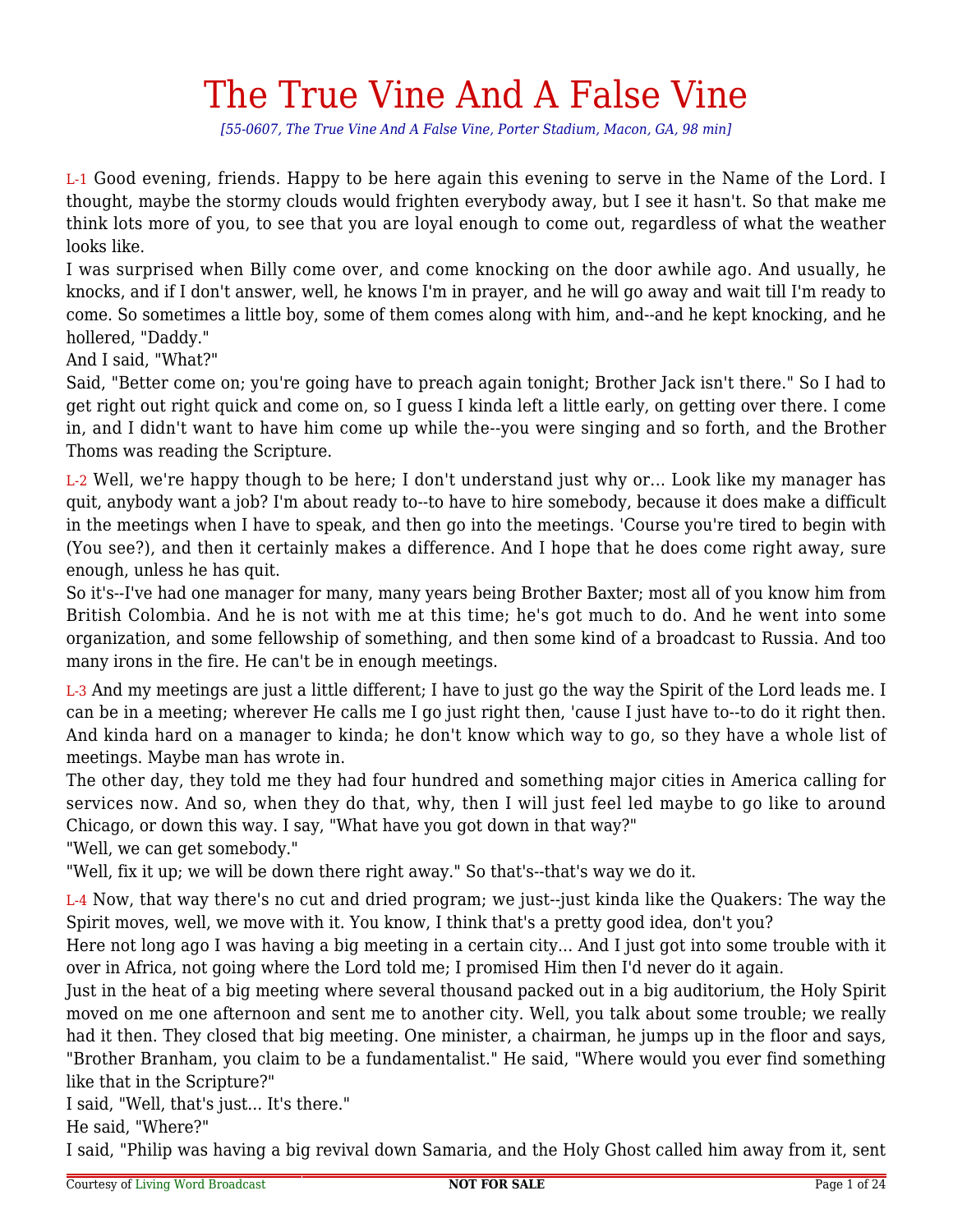# The True Vine And A False Vine

*[55-0607, The True Vine And A False Vine, Porter Stadium, Macon, GA, 98 min]*

L-1 Good evening, friends. Happy to be here again this evening to serve in the Name of the Lord. I thought, maybe the stormy clouds would frighten everybody away, but I see it hasn't. So that make me think lots more of you, to see that you are loyal enough to come out, regardless of what the weather looks like.

I was surprised when Billy come over, and come knocking on the door awhile ago. And usually, he knocks, and if I don't answer, well, he knows I'm in prayer, and he will go away and wait till I'm ready to come. So sometimes a little boy, some of them comes along with him, and--and he kept knocking, and he hollered, "Daddy."

And I said, "What?"

Said, "Better come on; you're going have to preach again tonight; Brother Jack isn't there." So I had to get right out right quick and come on, so I guess I kinda left a little early, on getting over there. I come in, and I didn't want to have him come up while the--you were singing and so forth, and the Brother Thoms was reading the Scripture.

L-2 Well, we're happy though to be here; I don't understand just why or... Look like my manager has quit, anybody want a job? I'm about ready to--to have to hire somebody, because it does make a difficult in the meetings when I have to speak, and then go into the meetings. 'Course you're tired to begin with (You see?), and then it certainly makes a difference. And I hope that he does come right away, sure enough, unless he has quit.

So it's--I've had one manager for many, many years being Brother Baxter; most all of you know him from British Colombia. And he is not with me at this time; he's got much to do. And he went into some organization, and some fellowship of something, and then some kind of a broadcast to Russia. And too many irons in the fire. He can't be in enough meetings.

L-3 And my meetings are just a little different; I have to just go the way the Spirit of the Lord leads me. I can be in a meeting; wherever He calls me I go just right then, 'cause I just have to--to do it right then. And kinda hard on a manager to kinda; he don't know which way to go, so they have a whole list of meetings. Maybe man has wrote in.

The other day, they told me they had four hundred and something major cities in America calling for services now. And so, when they do that, why, then I will just feel led maybe to go like to around Chicago, or down this way. I say, "What have you got down in that way?"

"Well, we can get somebody."

"Well, fix it up; we will be down there right away." So that's--that's way we do it.

L-4 Now, that way there's no cut and dried program; we just--just kinda like the Quakers: The way the Spirit moves, well, we move with it. You know, I think that's a pretty good idea, don't you?

Here not long ago I was having a big meeting in a certain city... And I just got into some trouble with it over in Africa, not going where the Lord told me; I promised Him then I'd never do it again.

Just in the heat of a big meeting where several thousand packed out in a big auditorium, the Holy Spirit moved on me one afternoon and sent me to another city. Well, you talk about some trouble; we really had it then. They closed that big meeting. One minister, a chairman, he jumps up in the floor and says, "Brother Branham, you claim to be a fundamentalist." He said, "Where would you ever find something like that in the Scripture?"

I said, "Well, that's just... It's there."

He said, "Where?"

I said, "Philip was having a big revival down Samaria, and the Holy Ghost called him away from it, sent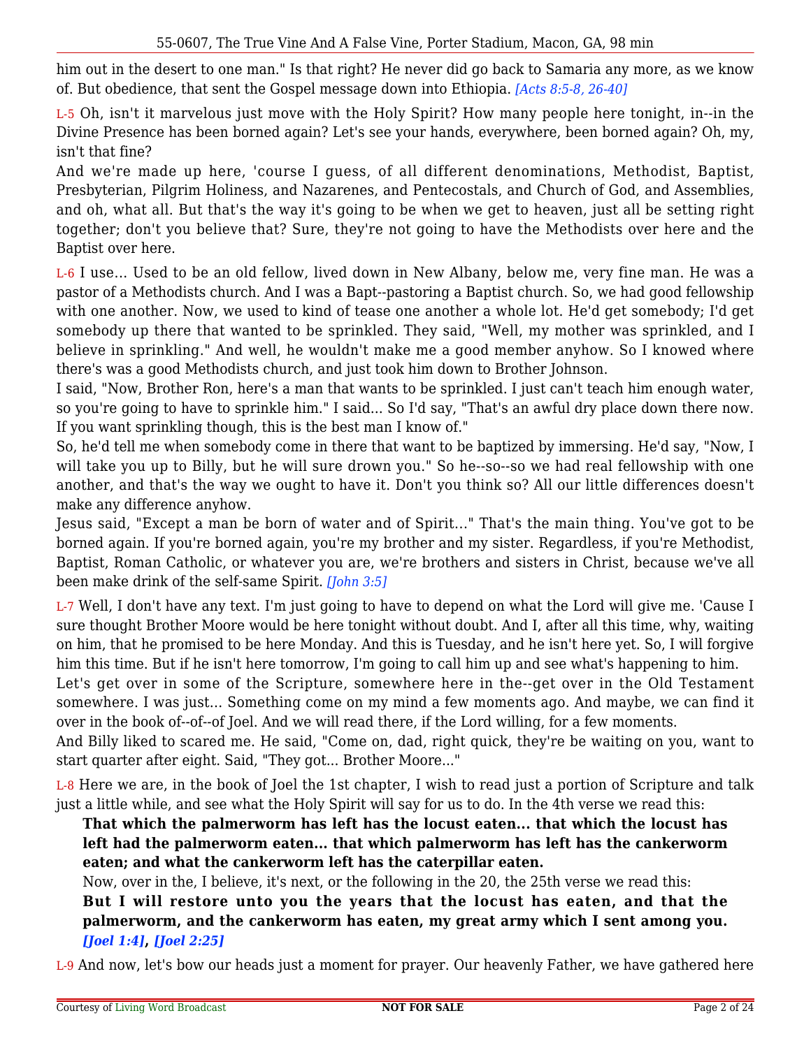him out in the desert to one man." Is that right? He never did go back to Samaria any more, as we know of. But obedience, that sent the Gospel message down into Ethiopia. *[Acts 8:5-8, 26-40]*

L-5 Oh, isn't it marvelous just move with the Holy Spirit? How many people here tonight, in--in the Divine Presence has been borned again? Let's see your hands, everywhere, been borned again? Oh, my, isn't that fine?

And we're made up here, 'course I guess, of all different denominations, Methodist, Baptist, Presbyterian, Pilgrim Holiness, and Nazarenes, and Pentecostals, and Church of God, and Assemblies, and oh, what all. But that's the way it's going to be when we get to heaven, just all be setting right together; don't you believe that? Sure, they're not going to have the Methodists over here and the Baptist over here.

L-6 I use... Used to be an old fellow, lived down in New Albany, below me, very fine man. He was a pastor of a Methodists church. And I was a Bapt--pastoring a Baptist church. So, we had good fellowship with one another. Now, we used to kind of tease one another a whole lot. He'd get somebody; I'd get somebody up there that wanted to be sprinkled. They said, "Well, my mother was sprinkled, and I believe in sprinkling." And well, he wouldn't make me a good member anyhow. So I knowed where there's was a good Methodists church, and just took him down to Brother Johnson.

I said, "Now, Brother Ron, here's a man that wants to be sprinkled. I just can't teach him enough water, so you're going to have to sprinkle him." I said... So I'd say, "That's an awful dry place down there now. If you want sprinkling though, this is the best man I know of."

So, he'd tell me when somebody come in there that want to be baptized by immersing. He'd say, "Now, I will take you up to Billy, but he will sure drown you." So he--so--so we had real fellowship with one another, and that's the way we ought to have it. Don't you think so? All our little differences doesn't make any difference anyhow.

Jesus said, "Except a man be born of water and of Spirit..." That's the main thing. You've got to be borned again. If you're borned again, you're my brother and my sister. Regardless, if you're Methodist, Baptist, Roman Catholic, or whatever you are, we're brothers and sisters in Christ, because we've all been make drink of the self-same Spirit. *[John 3:5]*

L-7 Well, I don't have any text. I'm just going to have to depend on what the Lord will give me. 'Cause I sure thought Brother Moore would be here tonight without doubt. And I, after all this time, why, waiting on him, that he promised to be here Monday. And this is Tuesday, and he isn't here yet. So, I will forgive him this time. But if he isn't here tomorrow, I'm going to call him up and see what's happening to him.

Let's get over in some of the Scripture, somewhere here in the--get over in the Old Testament somewhere. I was just... Something come on my mind a few moments ago. And maybe, we can find it over in the book of--of--of Joel. And we will read there, if the Lord willing, for a few moments.

And Billy liked to scared me. He said, "Come on, dad, right quick, they're be waiting on you, want to start quarter after eight. Said, "They got... Brother Moore..."

L-8 Here we are, in the book of Joel the 1st chapter, I wish to read just a portion of Scripture and talk just a little while, and see what the Holy Spirit will say for us to do. In the 4th verse we read this:

> **That which the palmerworm has left has the locust eaten... that which the locust has left had the palmerworm eaten... that which palmerworm has left has the cankerworm eaten; and what the cankerworm left has the caterpillar eaten.**
>
> Now, over in the, I believe, it's next, or the following in the 20, the 25th verse we read this:
>
> **But I will restore unto you the years that the locust has eaten, and that the palmerworm, and the cankerworm has eaten, my great army which I sent among you.** ***[Joel 1:4]*, *[Joel 2:25]***

L-9 And now, let's bow our heads just a moment for prayer. Our heavenly Father, we have gathered here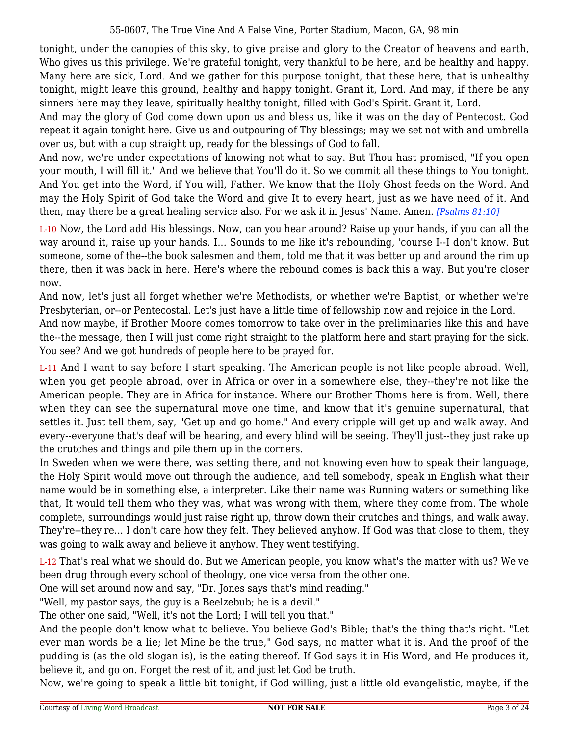tonight, under the canopies of this sky, to give praise and glory to the Creator of heavens and earth, Who gives us this privilege. We're grateful tonight, very thankful to be here, and be healthy and happy. Many here are sick, Lord. And we gather for this purpose tonight, that these here, that is unhealthy tonight, might leave this ground, healthy and happy tonight. Grant it, Lord. And may, if there be any sinners here may they leave, spiritually healthy tonight, filled with God's Spirit. Grant it, Lord.

And may the glory of God come down upon us and bless us, like it was on the day of Pentecost. God repeat it again tonight here. Give us and outpouring of Thy blessings; may we set not with and umbrella over us, but with a cup straight up, ready for the blessings of God to fall.

And now, we're under expectations of knowing not what to say. But Thou hast promised, "If you open your mouth, I will fill it." And we believe that You'll do it. So we commit all these things to You tonight. And You get into the Word, if You will, Father. We know that the Holy Ghost feeds on the Word. And may the Holy Spirit of God take the Word and give It to every heart, just as we have need of it. And then, may there be a great healing service also. For we ask it in Jesus' Name. Amen. *[Psalms 81:10]*

L-10 Now, the Lord add His blessings. Now, can you hear around? Raise up your hands, if you can all the way around it, raise up your hands. I... Sounds to me like it's rebounding, 'course I--I don't know. But someone, some of the--the book salesmen and them, told me that it was better up and around the rim up there, then it was back in here. Here's where the rebound comes is back this a way. But you're closer now.

And now, let's just all forget whether we're Methodists, or whether we're Baptist, or whether we're Presbyterian, or--or Pentecostal. Let's just have a little time of fellowship now and rejoice in the Lord.

And now maybe, if Brother Moore comes tomorrow to take over in the preliminaries like this and have the--the message, then I will just come right straight to the platform here and start praying for the sick. You see? And we got hundreds of people here to be prayed for.

L-11 And I want to say before I start speaking. The American people is not like people abroad. Well, when you get people abroad, over in Africa or over in a somewhere else, they--they're not like the American people. They are in Africa for instance. Where our Brother Thoms here is from. Well, there when they can see the supernatural move one time, and know that it's genuine supernatural, that settles it. Just tell them, say, "Get up and go home." And every cripple will get up and walk away. And every--everyone that's deaf will be hearing, and every blind will be seeing. They'll just--they just rake up the crutches and things and pile them up in the corners.

In Sweden when we were there, was setting there, and not knowing even how to speak their language, the Holy Spirit would move out through the audience, and tell somebody, speak in English what their name would be in something else, a interpreter. Like their name was Running waters or something like that, It would tell them who they was, what was wrong with them, where they come from. The whole complete, surroundings would just raise right up, throw down their crutches and things, and walk away. They're--they're... I don't care how they felt. They believed anyhow. If God was that close to them, they was going to walk away and believe it anyhow. They went testifying.

L-12 That's real what we should do. But we American people, you know what's the matter with us? We've been drug through every school of theology, one vice versa from the other one.

One will set around now and say, "Dr. Jones says that's mind reading."

"Well, my pastor says, the guy is a Beelzebub; he is a devil."

The other one said, "Well, it's not the Lord; I will tell you that."

And the people don't know what to believe. You believe God's Bible; that's the thing that's right. "Let ever man words be a lie; let Mine be the true," God says, no matter what it is. And the proof of the pudding is (as the old slogan is), is the eating thereof. If God says it in His Word, and He produces it, believe it, and go on. Forget the rest of it, and just let God be truth.

Now, we're going to speak a little bit tonight, if God willing, just a little old evangelistic, maybe, if the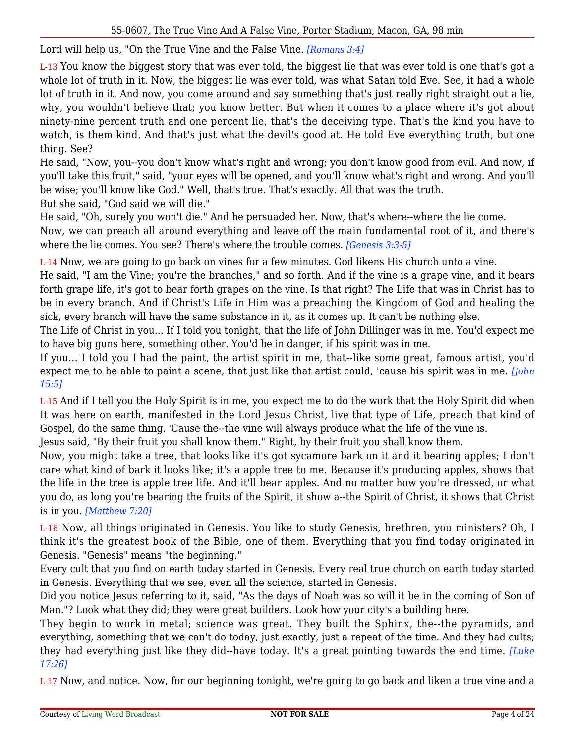Lord will help us, "On the True Vine and the False Vine. *[Romans 3:4]*

L-13 You know the biggest story that was ever told, the biggest lie that was ever told is one that's got a whole lot of truth in it. Now, the biggest lie was ever told, was what Satan told Eve. See, it had a whole lot of truth in it. And now, you come around and say something that's just really right straight out a lie, why, you wouldn't believe that; you know better. But when it comes to a place where it's got about ninety-nine percent truth and one percent lie, that's the deceiving type. That's the kind you have to watch, is them kind. And that's just what the devil's good at. He told Eve everything truth, but one thing. See?

He said, "Now, you--you don't know what's right and wrong; you don't know good from evil. And now, if you'll take this fruit," said, "your eyes will be opened, and you'll know what's right and wrong. And you'll be wise; you'll know like God." Well, that's true. That's exactly. All that was the truth.

But she said, "God said we will die."

He said, "Oh, surely you won't die." And he persuaded her. Now, that's where--where the lie come.

Now, we can preach all around everything and leave off the main fundamental root of it, and there's where the lie comes. You see? There's where the trouble comes. *[Genesis 3:3-5]*

L-14 Now, we are going to go back on vines for a few minutes. God likens His church unto a vine.

He said, "I am the Vine; you're the branches," and so forth. And if the vine is a grape vine, and it bears forth grape life, it's got to bear forth grapes on the vine. Is that right? The Life that was in Christ has to be in every branch. And if Christ's Life in Him was a preaching the Kingdom of God and healing the sick, every branch will have the same substance in it, as it comes up. It can't be nothing else.

The Life of Christ in you... If I told you tonight, that the life of John Dillinger was in me. You'd expect me to have big guns here, something other. You'd be in danger, if his spirit was in me.

If you... I told you I had the paint, the artist spirit in me, that--like some great, famous artist, you'd expect me to be able to paint a scene, that just like that artist could, 'cause his spirit was in me. *[John 15:5]*

L-15 And if I tell you the Holy Spirit is in me, you expect me to do the work that the Holy Spirit did when It was here on earth, manifested in the Lord Jesus Christ, live that type of Life, preach that kind of Gospel, do the same thing. 'Cause the--the vine will always produce what the life of the vine is.

Jesus said, "By their fruit you shall know them." Right, by their fruit you shall know them.

Now, you might take a tree, that looks like it's got sycamore bark on it and it bearing apples; I don't care what kind of bark it looks like; it's a apple tree to me. Because it's producing apples, shows that the life in the tree is apple tree life. And it'll bear apples. And no matter how you're dressed, or what you do, as long you're bearing the fruits of the Spirit, it show a--the Spirit of Christ, it shows that Christ is in you. *[Matthew 7:20]*

L-16 Now, all things originated in Genesis. You like to study Genesis, brethren, you ministers? Oh, I think it's the greatest book of the Bible, one of them. Everything that you find today originated in Genesis. "Genesis" means "the beginning."

Every cult that you find on earth today started in Genesis. Every real true church on earth today started in Genesis. Everything that we see, even all the science, started in Genesis.

Did you notice Jesus referring to it, said, "As the days of Noah was so will it be in the coming of Son of Man."? Look what they did; they were great builders. Look how your city's a building here.

They begin to work in metal; science was great. They built the Sphinx, the--the pyramids, and everything, something that we can't do today, just exactly, just a repeat of the time. And they had cults; they had everything just like they did--have today. It's a great pointing towards the end time. *[Luke 17:26]*

L-17 Now, and notice. Now, for our beginning tonight, we're going to go back and liken a true vine and a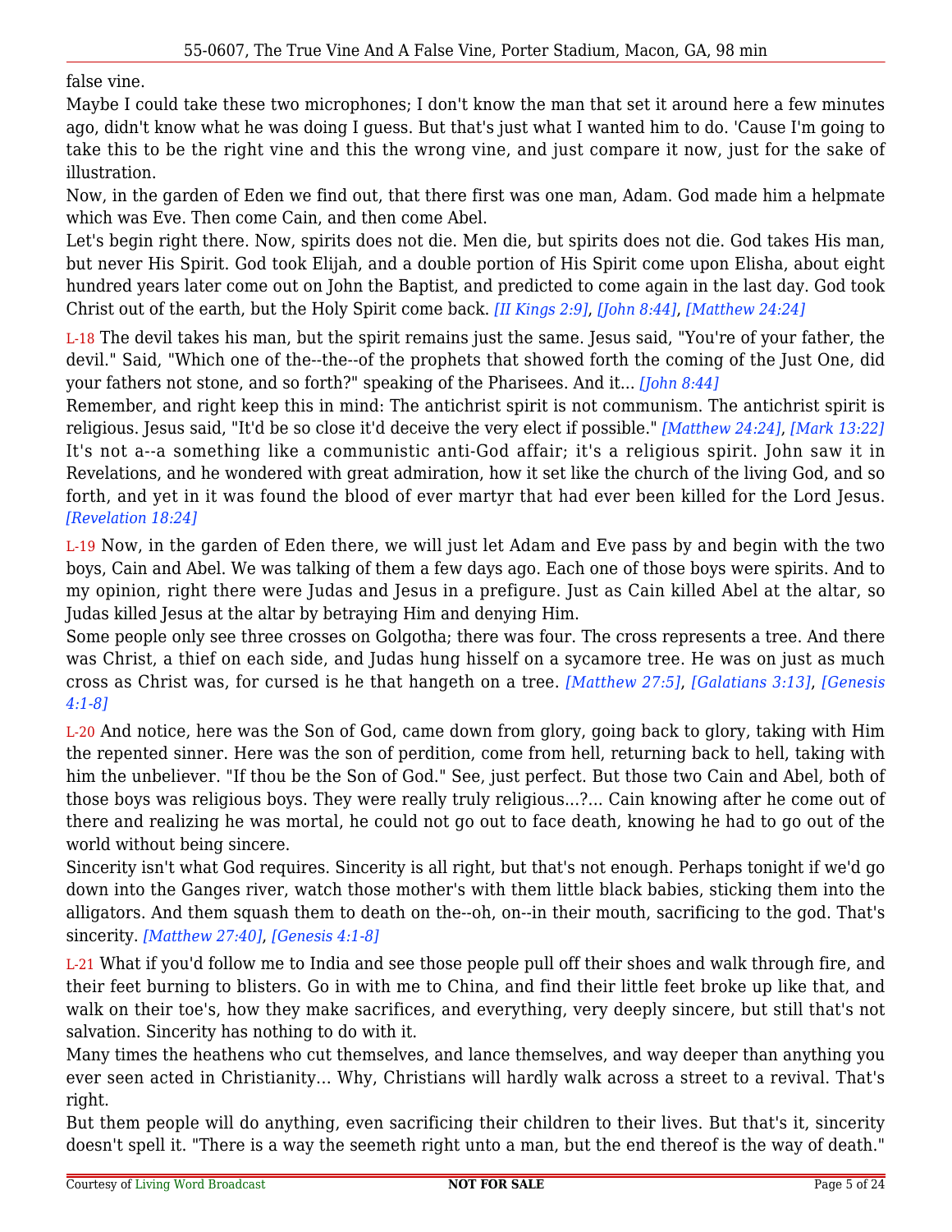false vine.

Maybe I could take these two microphones; I don't know the man that set it around here a few minutes ago, didn't know what he was doing I guess. But that's just what I wanted him to do. 'Cause I'm going to take this to be the right vine and this the wrong vine, and just compare it now, just for the sake of illustration.

Now, in the garden of Eden we find out, that there first was one man, Adam. God made him a helpmate which was Eve. Then come Cain, and then come Abel.

Let's begin right there. Now, spirits does not die. Men die, but spirits does not die. God takes His man, but never His Spirit. God took Elijah, and a double portion of His Spirit come upon Elisha, about eight hundred years later come out on John the Baptist, and predicted to come again in the last day. God took Christ out of the earth, but the Holy Spirit come back. *[II Kings 2:9]*, *[John 8:44]*, *[Matthew 24:24]*

L-18 The devil takes his man, but the spirit remains just the same. Jesus said, "You're of your father, the devil." Said, "Which one of the--the--of the prophets that showed forth the coming of the Just One, did your fathers not stone, and so forth?" speaking of the Pharisees. And it... *[John 8:44]*

Remember, and right keep this in mind: The antichrist spirit is not communism. The antichrist spirit is religious. Jesus said, "It'd be so close it'd deceive the very elect if possible." *[Matthew 24:24]*, *[Mark 13:22]* It's not a--a something like a communistic anti-God affair; it's a religious spirit. John saw it in Revelations, and he wondered with great admiration, how it set like the church of the living God, and so forth, and yet in it was found the blood of ever martyr that had ever been killed for the Lord Jesus. *[Revelation 18:24]*

L-19 Now, in the garden of Eden there, we will just let Adam and Eve pass by and begin with the two boys, Cain and Abel. We was talking of them a few days ago. Each one of those boys were spirits. And to my opinion, right there were Judas and Jesus in a prefigure. Just as Cain killed Abel at the altar, so Judas killed Jesus at the altar by betraying Him and denying Him.

Some people only see three crosses on Golgotha; there was four. The cross represents a tree. And there was Christ, a thief on each side, and Judas hung hisself on a sycamore tree. He was on just as much cross as Christ was, for cursed is he that hangeth on a tree. *[Matthew 27:5]*, *[Galatians 3:13]*, *[Genesis 4:1-8]*

L-20 And notice, here was the Son of God, came down from glory, going back to glory, taking with Him the repented sinner. Here was the son of perdition, come from hell, returning back to hell, taking with him the unbeliever. "If thou be the Son of God." See, just perfect. But those two Cain and Abel, both of those boys was religious boys. They were really truly religious...?... Cain knowing after he come out of there and realizing he was mortal, he could not go out to face death, knowing he had to go out of the world without being sincere.

Sincerity isn't what God requires. Sincerity is all right, but that's not enough. Perhaps tonight if we'd go down into the Ganges river, watch those mother's with them little black babies, sticking them into the alligators. And them squash them to death on the--oh, on--in their mouth, sacrificing to the god. That's sincerity. *[Matthew 27:40]*, *[Genesis 4:1-8]*

L-21 What if you'd follow me to India and see those people pull off their shoes and walk through fire, and their feet burning to blisters. Go in with me to China, and find their little feet broke up like that, and walk on their toe's, how they make sacrifices, and everything, very deeply sincere, but still that's not salvation. Sincerity has nothing to do with it.

Many times the heathens who cut themselves, and lance themselves, and way deeper than anything you ever seen acted in Christianity... Why, Christians will hardly walk across a street to a revival. That's right.

But them people will do anything, even sacrificing their children to their lives. But that's it, sincerity doesn't spell it. "There is a way the seemeth right unto a man, but the end thereof is the way of death."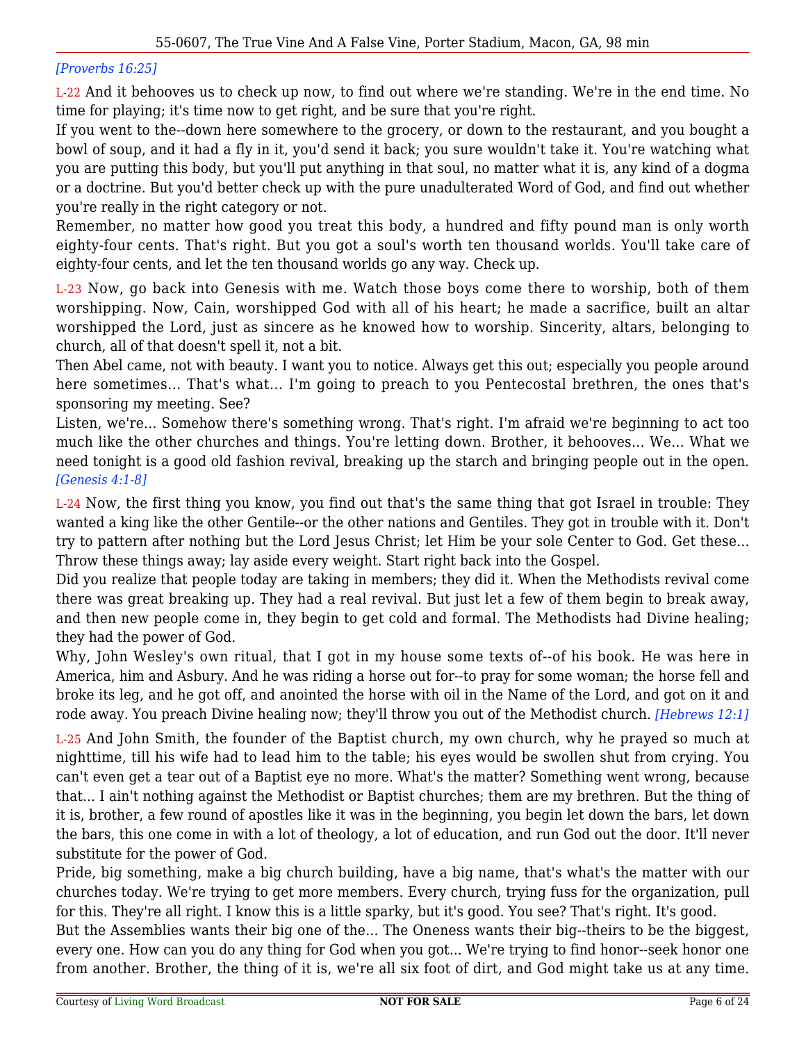*[Proverbs 16:25]*

L-22 And it behooves us to check up now, to find out where we're standing. We're in the end time. No time for playing; it's time now to get right, and be sure that you're right.

If you went to the--down here somewhere to the grocery, or down to the restaurant, and you bought a bowl of soup, and it had a fly in it, you'd send it back; you sure wouldn't take it. You're watching what you are putting this body, but you'll put anything in that soul, no matter what it is, any kind of a dogma or a doctrine. But you'd better check up with the pure unadulterated Word of God, and find out whether you're really in the right category or not.

Remember, no matter how good you treat this body, a hundred and fifty pound man is only worth eighty-four cents. That's right. But you got a soul's worth ten thousand worlds. You'll take care of eighty-four cents, and let the ten thousand worlds go any way. Check up.

L-23 Now, go back into Genesis with me. Watch those boys come there to worship, both of them worshipping. Now, Cain, worshipped God with all of his heart; he made a sacrifice, built an altar worshipped the Lord, just as sincere as he knowed how to worship. Sincerity, altars, belonging to church, all of that doesn't spell it, not a bit.

Then Abel came, not with beauty. I want you to notice. Always get this out; especially you people around here sometimes... That's what... I'm going to preach to you Pentecostal brethren, the ones that's sponsoring my meeting. See?

Listen, we're... Somehow there's something wrong. That's right. I'm afraid we're beginning to act too much like the other churches and things. You're letting down. Brother, it behooves... We... What we need tonight is a good old fashion revival, breaking up the starch and bringing people out in the open. *[Genesis 4:1-8]*

L-24 Now, the first thing you know, you find out that's the same thing that got Israel in trouble: They wanted a king like the other Gentile--or the other nations and Gentiles. They got in trouble with it. Don't try to pattern after nothing but the Lord Jesus Christ; let Him be your sole Center to God. Get these... Throw these things away; lay aside every weight. Start right back into the Gospel.

Did you realize that people today are taking in members; they did it. When the Methodists revival come there was great breaking up. They had a real revival. But just let a few of them begin to break away, and then new people come in, they begin to get cold and formal. The Methodists had Divine healing; they had the power of God.

Why, John Wesley's own ritual, that I got in my house some texts of--of his book. He was here in America, him and Asbury. And he was riding a horse out for--to pray for some woman; the horse fell and broke its leg, and he got off, and anointed the horse with oil in the Name of the Lord, and got on it and rode away. You preach Divine healing now; they'll throw you out of the Methodist church. *[Hebrews 12:1]*

L-25 And John Smith, the founder of the Baptist church, my own church, why he prayed so much at nighttime, till his wife had to lead him to the table; his eyes would be swollen shut from crying. You can't even get a tear out of a Baptist eye no more. What's the matter? Something went wrong, because that... I ain't nothing against the Methodist or Baptist churches; them are my brethren. But the thing of it is, brother, a few round of apostles like it was in the beginning, you begin let down the bars, let down the bars, this one come in with a lot of theology, a lot of education, and run God out the door. It'll never substitute for the power of God.

Pride, big something, make a big church building, have a big name, that's what's the matter with our churches today. We're trying to get more members. Every church, trying fuss for the organization, pull for this. They're all right. I know this is a little sparky, but it's good. You see? That's right. It's good.

But the Assemblies wants their big one of the... The Oneness wants their big--theirs to be the biggest, every one. How can you do any thing for God when you got... We're trying to find honor--seek honor one from another. Brother, the thing of it is, we're all six foot of dirt, and God might take us at any time.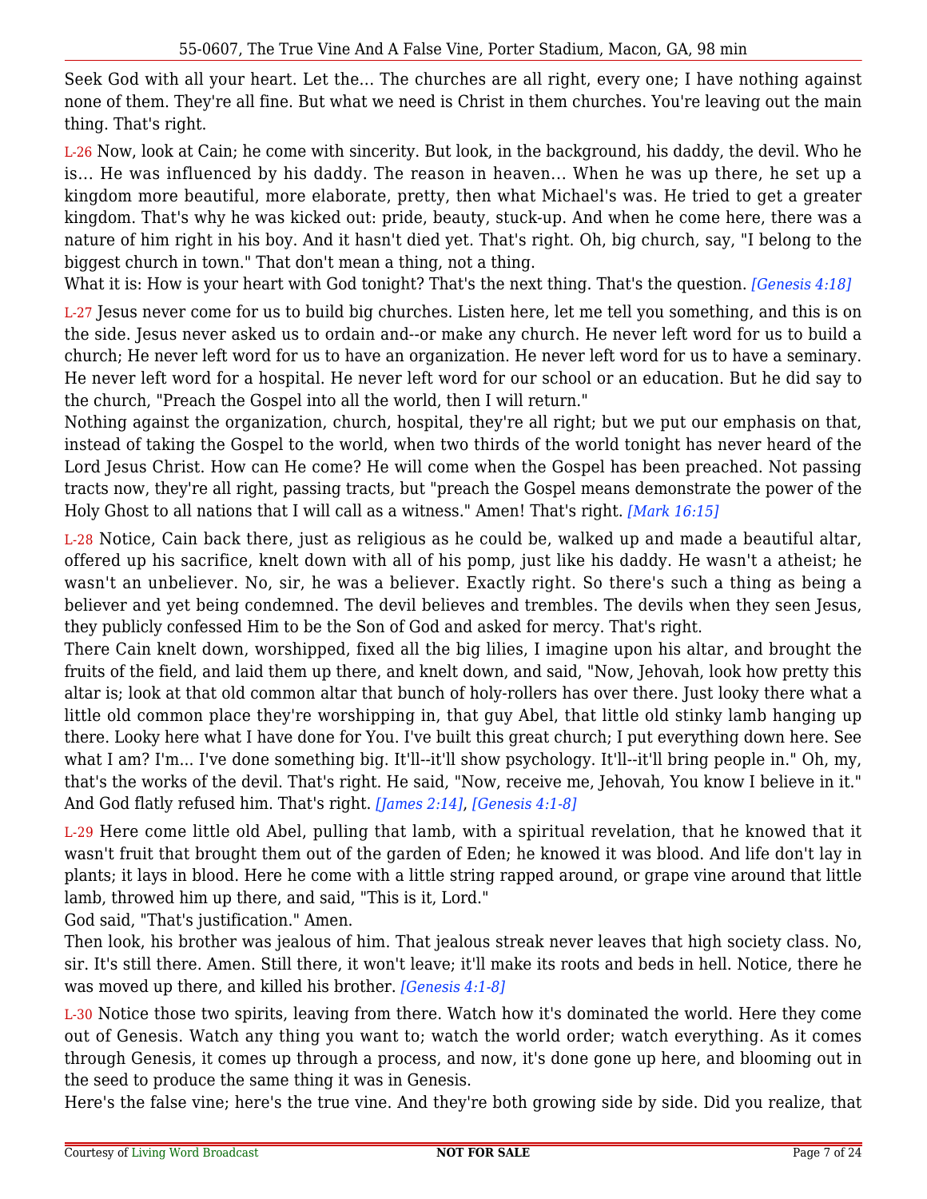Seek God with all your heart. Let the... The churches are all right, every one; I have nothing against none of them. They're all fine. But what we need is Christ in them churches. You're leaving out the main thing. That's right.

L-26 Now, look at Cain; he come with sincerity. But look, in the background, his daddy, the devil. Who he is... He was influenced by his daddy. The reason in heaven... When he was up there, he set up a kingdom more beautiful, more elaborate, pretty, then what Michael's was. He tried to get a greater kingdom. That's why he was kicked out: pride, beauty, stuck-up. And when he come here, there was a nature of him right in his boy. And it hasn't died yet. That's right. Oh, big church, say, "I belong to the biggest church in town." That don't mean a thing, not a thing.
What it is: How is your heart with God tonight? That's the next thing. That's the question. *[Genesis 4:18]*

L-27 Jesus never come for us to build big churches. Listen here, let me tell you something, and this is on the side. Jesus never asked us to ordain and--or make any church. He never left word for us to build a church; He never left word for us to have an organization. He never left word for us to have a seminary. He never left word for a hospital. He never left word for our school or an education. But he did say to the church, "Preach the Gospel into all the world, then I will return."
Nothing against the organization, church, hospital, they're all right; but we put our emphasis on that, instead of taking the Gospel to the world, when two thirds of the world tonight has never heard of the Lord Jesus Christ. How can He come? He will come when the Gospel has been preached. Not passing tracts now, they're all right, passing tracts, but "preach the Gospel means demonstrate the power of the Holy Ghost to all nations that I will call as a witness." Amen! That's right. *[Mark 16:15]*

L-28 Notice, Cain back there, just as religious as he could be, walked up and made a beautiful altar, offered up his sacrifice, knelt down with all of his pomp, just like his daddy. He wasn't a atheist; he wasn't an unbeliever. No, sir, he was a believer. Exactly right. So there's such a thing as being a believer and yet being condemned. The devil believes and trembles. The devils when they seen Jesus, they publicly confessed Him to be the Son of God and asked for mercy. That's right.
There Cain knelt down, worshipped, fixed all the big lilies, I imagine upon his altar, and brought the fruits of the field, and laid them up there, and knelt down, and said, "Now, Jehovah, look how pretty this altar is; look at that old common altar that bunch of holy-rollers has over there. Just looky there what a little old common place they're worshipping in, that guy Abel, that little old stinky lamb hanging up there. Looky here what I have done for You. I've built this great church; I put everything down here. See what I am? I'm... I've done something big. It'll--it'll show psychology. It'll--it'll bring people in." Oh, my, that's the works of the devil. That's right. He said, "Now, receive me, Jehovah, You know I believe in it." And God flatly refused him. That's right. *[James 2:14]*, *[Genesis 4:1-8]*

L-29 Here come little old Abel, pulling that lamb, with a spiritual revelation, that he knowed that it wasn't fruit that brought them out of the garden of Eden; he knowed it was blood. And life don't lay in plants; it lays in blood. Here he come with a little string rapped around, or grape vine around that little lamb, throwed him up there, and said, "This is it, Lord."
God said, "That's justification." Amen.
Then look, his brother was jealous of him. That jealous streak never leaves that high society class. No, sir. It's still there. Amen. Still there, it won't leave; it'll make its roots and beds in hell. Notice, there he was moved up there, and killed his brother. *[Genesis 4:1-8]*

L-30 Notice those two spirits, leaving from there. Watch how it's dominated the world. Here they come out of Genesis. Watch any thing you want to; watch the world order; watch everything. As it comes through Genesis, it comes up through a process, and now, it's done gone up here, and blooming out in the seed to produce the same thing it was in Genesis.
Here's the false vine; here's the true vine. And they're both growing side by side. Did you realize, that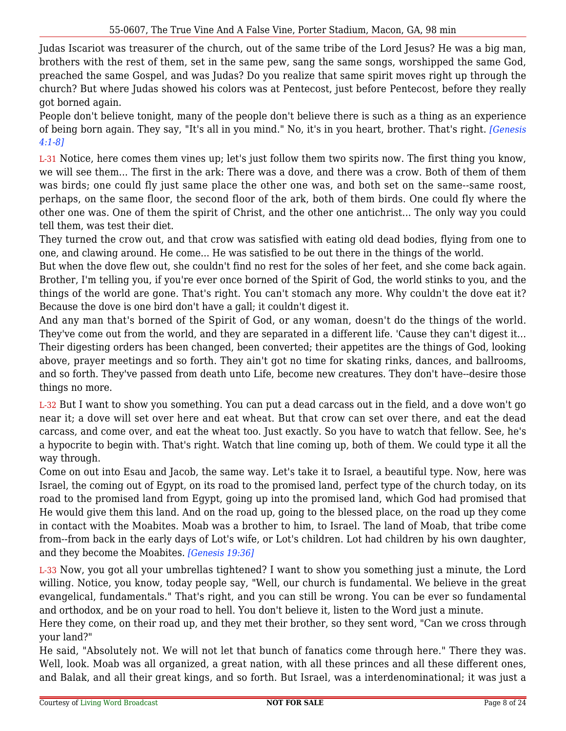Judas Iscariot was treasurer of the church, out of the same tribe of the Lord Jesus? He was a big man, brothers with the rest of them, set in the same pew, sang the same songs, worshipped the same God, preached the same Gospel, and was Judas? Do you realize that same spirit moves right up through the church? But where Judas showed his colors was at Pentecost, just before Pentecost, before they really got borned again.

People don't believe tonight, many of the people don't believe there is such as a thing as an experience of being born again. They say, "It's all in you mind." No, it's in you heart, brother. That's right. *[Genesis 4:1-8]*

L-31 Notice, here comes them vines up; let's just follow them two spirits now. The first thing you know, we will see them... The first in the ark: There was a dove, and there was a crow. Both of them of them was birds; one could fly just same place the other one was, and both set on the same--same roost, perhaps, on the same floor, the second floor of the ark, both of them birds. One could fly where the other one was. One of them the spirit of Christ, and the other one antichrist... The only way you could tell them, was test their diet.

They turned the crow out, and that crow was satisfied with eating old dead bodies, flying from one to one, and clawing around. He come... He was satisfied to be out there in the things of the world.

But when the dove flew out, she couldn't find no rest for the soles of her feet, and she come back again. Brother, I'm telling you, if you're ever once borned of the Spirit of God, the world stinks to you, and the things of the world are gone. That's right. You can't stomach any more. Why couldn't the dove eat it? Because the dove is one bird don't have a gall; it couldn't digest it.

And any man that's borned of the Spirit of God, or any woman, doesn't do the things of the world. They've come out from the world, and they are separated in a different life. 'Cause they can't digest it... Their digesting orders has been changed, been converted; their appetites are the things of God, looking above, prayer meetings and so forth. They ain't got no time for skating rinks, dances, and ballrooms, and so forth. They've passed from death unto Life, become new creatures. They don't have--desire those things no more.

L-32 But I want to show you something. You can put a dead carcass out in the field, and a dove won't go near it; a dove will set over here and eat wheat. But that crow can set over there, and eat the dead carcass, and come over, and eat the wheat too. Just exactly. So you have to watch that fellow. See, he's a hypocrite to begin with. That's right. Watch that line coming up, both of them. We could type it all the way through.

Come on out into Esau and Jacob, the same way. Let's take it to Israel, a beautiful type. Now, here was Israel, the coming out of Egypt, on its road to the promised land, perfect type of the church today, on its road to the promised land from Egypt, going up into the promised land, which God had promised that He would give them this land. And on the road up, going to the blessed place, on the road up they come in contact with the Moabites. Moab was a brother to him, to Israel. The land of Moab, that tribe come from--from back in the early days of Lot's wife, or Lot's children. Lot had children by his own daughter, and they become the Moabites. *[Genesis 19:36]*

L-33 Now, you got all your umbrellas tightened? I want to show you something just a minute, the Lord willing. Notice, you know, today people say, "Well, our church is fundamental. We believe in the great evangelical, fundamentals." That's right, and you can still be wrong. You can be ever so fundamental and orthodox, and be on your road to hell. You don't believe it, listen to the Word just a minute.

Here they come, on their road up, and they met their brother, so they sent word, "Can we cross through your land?"

He said, "Absolutely not. We will not let that bunch of fanatics come through here." There they was. Well, look. Moab was all organized, a great nation, with all these princes and all these different ones, and Balak, and all their great kings, and so forth. But Israel, was a interdenominational; it was just a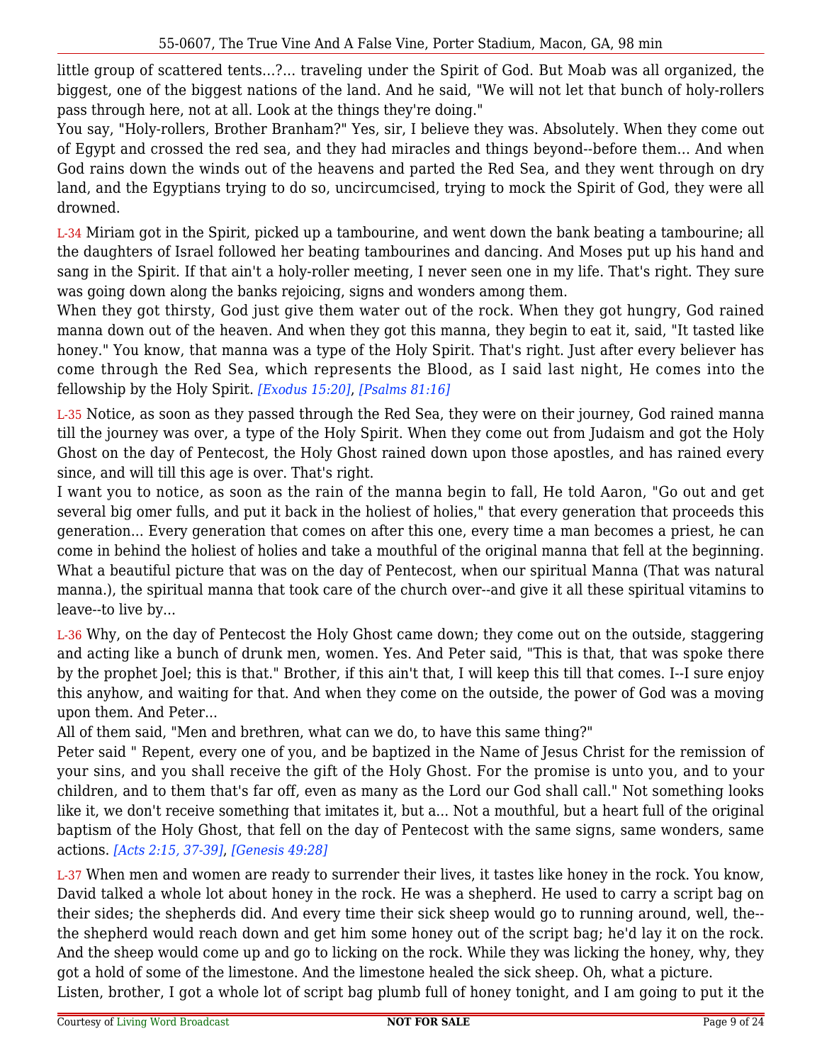little group of scattered tents...?... traveling under the Spirit of God. But Moab was all organized, the biggest, one of the biggest nations of the land. And he said, "We will not let that bunch of holy-rollers pass through here, not at all. Look at the things they're doing."

You say, "Holy-rollers, Brother Branham?" Yes, sir, I believe they was. Absolutely. When they come out of Egypt and crossed the red sea, and they had miracles and things beyond--before them... And when God rains down the winds out of the heavens and parted the Red Sea, and they went through on dry land, and the Egyptians trying to do so, uncircumcised, trying to mock the Spirit of God, they were all drowned.

L-34 Miriam got in the Spirit, picked up a tambourine, and went down the bank beating a tambourine; all the daughters of Israel followed her beating tambourines and dancing. And Moses put up his hand and sang in the Spirit. If that ain't a holy-roller meeting, I never seen one in my life. That's right. They sure was going down along the banks rejoicing, signs and wonders among them.

When they got thirsty, God just give them water out of the rock. When they got hungry, God rained manna down out of the heaven. And when they got this manna, they begin to eat it, said, "It tasted like honey." You know, that manna was a type of the Holy Spirit. That's right. Just after every believer has come through the Red Sea, which represents the Blood, as I said last night, He comes into the fellowship by the Holy Spirit. *[Exodus 15:20]*, *[Psalms 81:16]*

L-35 Notice, as soon as they passed through the Red Sea, they were on their journey, God rained manna till the journey was over, a type of the Holy Spirit. When they come out from Judaism and got the Holy Ghost on the day of Pentecost, the Holy Ghost rained down upon those apostles, and has rained every since, and will till this age is over. That's right.

I want you to notice, as soon as the rain of the manna begin to fall, He told Aaron, "Go out and get several big omer fulls, and put it back in the holiest of holies," that every generation that proceeds this generation... Every generation that comes on after this one, every time a man becomes a priest, he can come in behind the holiest of holies and take a mouthful of the original manna that fell at the beginning. What a beautiful picture that was on the day of Pentecost, when our spiritual Manna (That was natural manna.), the spiritual manna that took care of the church over--and give it all these spiritual vitamins to leave--to live by...

L-36 Why, on the day of Pentecost the Holy Ghost came down; they come out on the outside, staggering and acting like a bunch of drunk men, women. Yes. And Peter said, "This is that, that was spoke there by the prophet Joel; this is that." Brother, if this ain't that, I will keep this till that comes. I--I sure enjoy this anyhow, and waiting for that. And when they come on the outside, the power of God was a moving upon them. And Peter...

All of them said, "Men and brethren, what can we do, to have this same thing?"

Peter said " Repent, every one of you, and be baptized in the Name of Jesus Christ for the remission of your sins, and you shall receive the gift of the Holy Ghost. For the promise is unto you, and to your children, and to them that's far off, even as many as the Lord our God shall call." Not something looks like it, we don't receive something that imitates it, but a... Not a mouthful, but a heart full of the original baptism of the Holy Ghost, that fell on the day of Pentecost with the same signs, same wonders, same actions. *[Acts 2:15, 37-39]*, *[Genesis 49:28]*

L-37 When men and women are ready to surrender their lives, it tastes like honey in the rock. You know, David talked a whole lot about honey in the rock. He was a shepherd. He used to carry a script bag on their sides; the shepherds did. And every time their sick sheep would go to running around, well, the--the shepherd would reach down and get him some honey out of the script bag; he'd lay it on the rock. And the sheep would come up and go to licking on the rock. While they was licking the honey, why, they got a hold of some of the limestone. And the limestone healed the sick sheep. Oh, what a picture.

Listen, brother, I got a whole lot of script bag plumb full of honey tonight, and I am going to put it the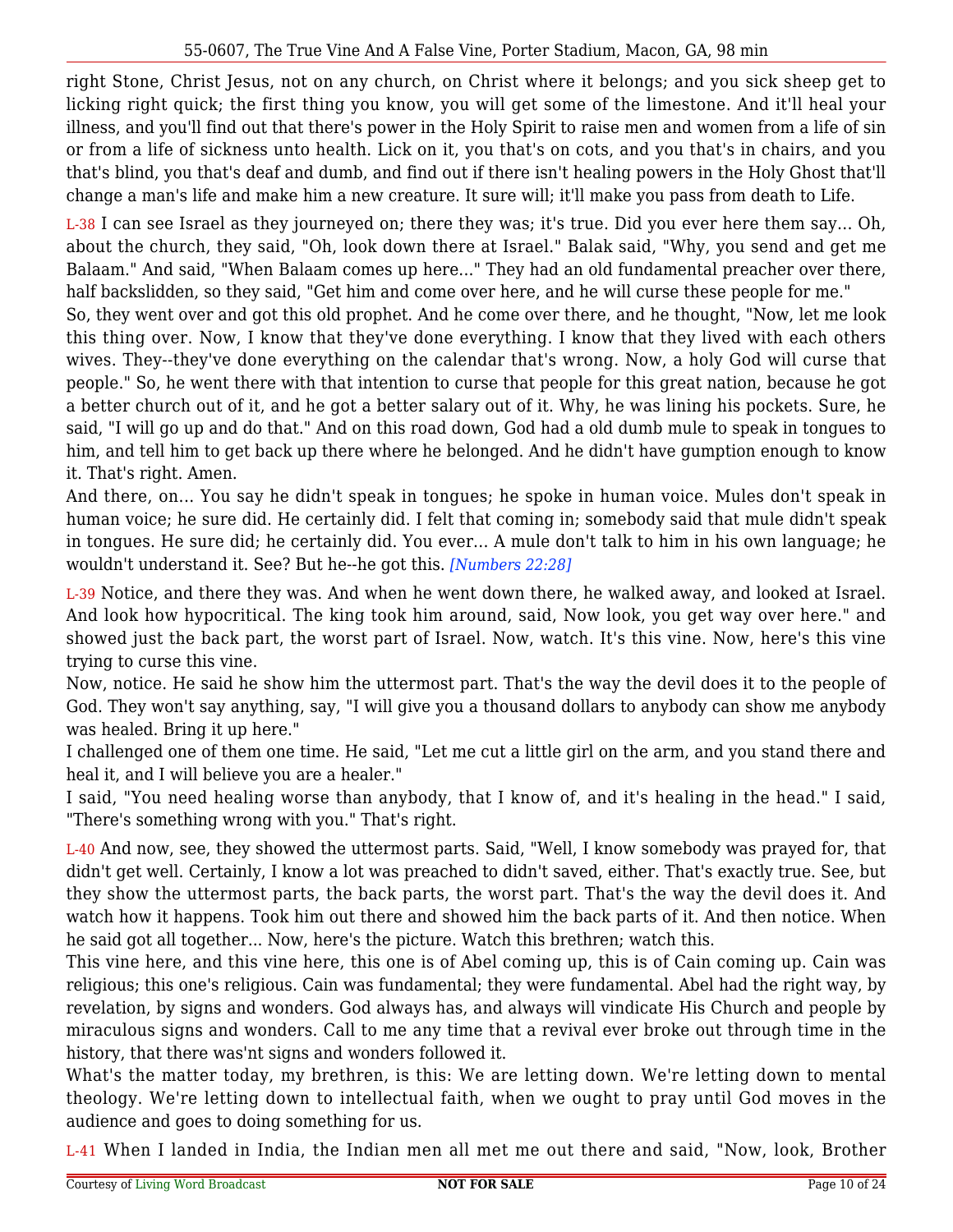right Stone, Christ Jesus, not on any church, on Christ where it belongs; and you sick sheep get to licking right quick; the first thing you know, you will get some of the limestone. And it'll heal your illness, and you'll find out that there's power in the Holy Spirit to raise men and women from a life of sin or from a life of sickness unto health. Lick on it, you that's on cots, and you that's in chairs, and you that's blind, you that's deaf and dumb, and find out if there isn't healing powers in the Holy Ghost that'll change a man's life and make him a new creature. It sure will; it'll make you pass from death to Life.

L-38 I can see Israel as they journeyed on; there they was; it's true. Did you ever here them say... Oh, about the church, they said, "Oh, look down there at Israel." Balak said, "Why, you send and get me Balaam." And said, "When Balaam comes up here..." They had an old fundamental preacher over there, half backslidden, so they said, "Get him and come over here, and he will curse these people for me."

So, they went over and got this old prophet. And he come over there, and he thought, "Now, let me look this thing over. Now, I know that they've done everything. I know that they lived with each others wives. They--they've done everything on the calendar that's wrong. Now, a holy God will curse that people." So, he went there with that intention to curse that people for this great nation, because he got a better church out of it, and he got a better salary out of it. Why, he was lining his pockets. Sure, he said, "I will go up and do that." And on this road down, God had a old dumb mule to speak in tongues to him, and tell him to get back up there where he belonged. And he didn't have gumption enough to know it. That's right. Amen.

And there, on... You say he didn't speak in tongues; he spoke in human voice. Mules don't speak in human voice; he sure did. He certainly did. I felt that coming in; somebody said that mule didn't speak in tongues. He sure did; he certainly did. You ever... A mule don't talk to him in his own language; he wouldn't understand it. See? But he--he got this. *[Numbers 22:28]*

L-39 Notice, and there they was. And when he went down there, he walked away, and looked at Israel. And look how hypocritical. The king took him around, said, Now look, you get way over here." and showed just the back part, the worst part of Israel. Now, watch. It's this vine. Now, here's this vine trying to curse this vine.

Now, notice. He said he show him the uttermost part. That's the way the devil does it to the people of God. They won't say anything, say, "I will give you a thousand dollars to anybody can show me anybody was healed. Bring it up here."

I challenged one of them one time. He said, "Let me cut a little girl on the arm, and you stand there and heal it, and I will believe you are a healer."

I said, "You need healing worse than anybody, that I know of, and it's healing in the head." I said, "There's something wrong with you." That's right.

L-40 And now, see, they showed the uttermost parts. Said, "Well, I know somebody was prayed for, that didn't get well. Certainly, I know a lot was preached to didn't saved, either. That's exactly true. See, but they show the uttermost parts, the back parts, the worst part. That's the way the devil does it. And watch how it happens. Took him out there and showed him the back parts of it. And then notice. When he said got all together... Now, here's the picture. Watch this brethren; watch this.

This vine here, and this vine here, this one is of Abel coming up, this is of Cain coming up. Cain was religious; this one's religious. Cain was fundamental; they were fundamental. Abel had the right way, by revelation, by signs and wonders. God always has, and always will vindicate His Church and people by miraculous signs and wonders. Call to me any time that a revival ever broke out through time in the history, that there was'nt signs and wonders followed it.

What's the matter today, my brethren, is this: We are letting down. We're letting down to mental theology. We're letting down to intellectual faith, when we ought to pray until God moves in the audience and goes to doing something for us.

L-41 When I landed in India, the Indian men all met me out there and said, "Now, look, Brother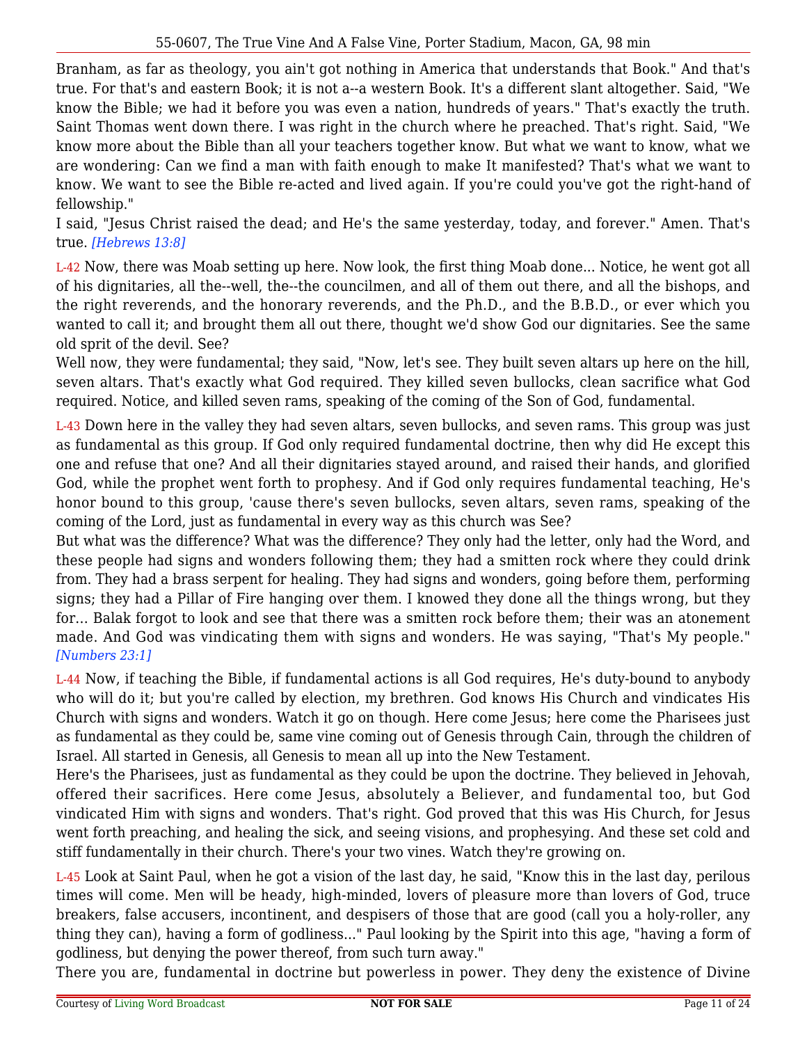Branham, as far as theology, you ain't got nothing in America that understands that Book." And that's true. For that's and eastern Book; it is not a--a western Book. It's a different slant altogether. Said, "We know the Bible; we had it before you was even a nation, hundreds of years." That's exactly the truth. Saint Thomas went down there. I was right in the church where he preached. That's right. Said, "We know more about the Bible than all your teachers together know. But what we want to know, what we are wondering: Can we find a man with faith enough to make It manifested? That's what we want to know. We want to see the Bible re-acted and lived again. If you're could you've got the right-hand of fellowship."

I said, "Jesus Christ raised the dead; and He's the same yesterday, today, and forever." Amen. That's true. *[Hebrews 13:8]*

L-42 Now, there was Moab setting up here. Now look, the first thing Moab done... Notice, he went got all of his dignitaries, all the--well, the--the councilmen, and all of them out there, and all the bishops, and the right reverends, and the honorary reverends, and the Ph.D., and the B.B.D., or ever which you wanted to call it; and brought them all out there, thought we'd show God our dignitaries. See the same old sprit of the devil. See?

Well now, they were fundamental; they said, "Now, let's see. They built seven altars up here on the hill, seven altars. That's exactly what God required. They killed seven bullocks, clean sacrifice what God required. Notice, and killed seven rams, speaking of the coming of the Son of God, fundamental.

L-43 Down here in the valley they had seven altars, seven bullocks, and seven rams. This group was just as fundamental as this group. If God only required fundamental doctrine, then why did He except this one and refuse that one? And all their dignitaries stayed around, and raised their hands, and glorified God, while the prophet went forth to prophesy. And if God only requires fundamental teaching, He's honor bound to this group, 'cause there's seven bullocks, seven altars, seven rams, speaking of the coming of the Lord, just as fundamental in every way as this church was See?

But what was the difference? What was the difference? They only had the letter, only had the Word, and these people had signs and wonders following them; they had a smitten rock where they could drink from. They had a brass serpent for healing. They had signs and wonders, going before them, performing signs; they had a Pillar of Fire hanging over them. I knowed they done all the things wrong, but they for... Balak forgot to look and see that there was a smitten rock before them; their was an atonement made. And God was vindicating them with signs and wonders. He was saying, "That's My people." *[Numbers 23:1]*

L-44 Now, if teaching the Bible, if fundamental actions is all God requires, He's duty-bound to anybody who will do it; but you're called by election, my brethren. God knows His Church and vindicates His Church with signs and wonders. Watch it go on though. Here come Jesus; here come the Pharisees just as fundamental as they could be, same vine coming out of Genesis through Cain, through the children of Israel. All started in Genesis, all Genesis to mean all up into the New Testament.

Here's the Pharisees, just as fundamental as they could be upon the doctrine. They believed in Jehovah, offered their sacrifices. Here come Jesus, absolutely a Believer, and fundamental too, but God vindicated Him with signs and wonders. That's right. God proved that this was His Church, for Jesus went forth preaching, and healing the sick, and seeing visions, and prophesying. And these set cold and stiff fundamentally in their church. There's your two vines. Watch they're growing on.

L-45 Look at Saint Paul, when he got a vision of the last day, he said, "Know this in the last day, perilous times will come. Men will be heady, high-minded, lovers of pleasure more than lovers of God, truce breakers, false accusers, incontinent, and despisers of those that are good (call you a holy-roller, any thing they can), having a form of godliness..." Paul looking by the Spirit into this age, "having a form of godliness, but denying the power thereof, from such turn away."

There you are, fundamental in doctrine but powerless in power. They deny the existence of Divine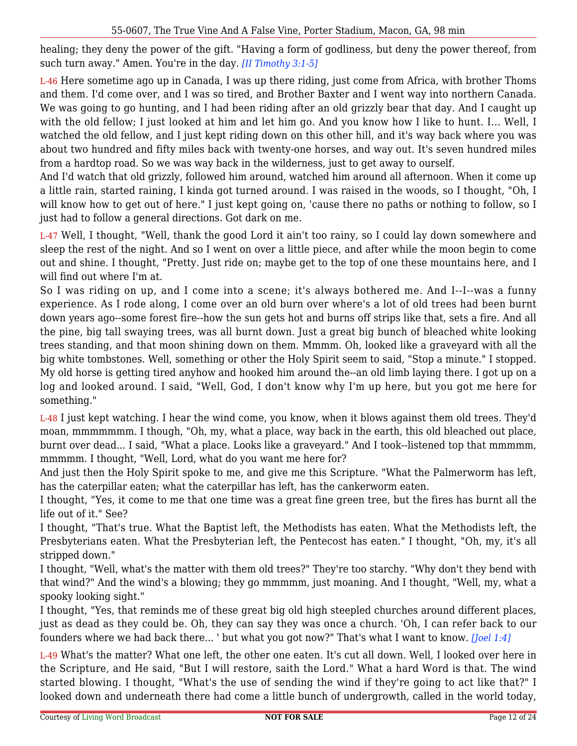healing; they deny the power of the gift. "Having a form of godliness, but deny the power thereof, from such turn away." Amen. You're in the day. *[II Timothy 3:1-5]*

L-46 Here sometime ago up in Canada, I was up there riding, just come from Africa, with brother Thoms and them. I'd come over, and I was so tired, and Brother Baxter and I went way into northern Canada. We was going to go hunting, and I had been riding after an old grizzly bear that day. And I caught up with the old fellow; I just looked at him and let him go. And you know how I like to hunt. I... Well, I watched the old fellow, and I just kept riding down on this other hill, and it's way back where you was about two hundred and fifty miles back with twenty-one horses, and way out. It's seven hundred miles from a hardtop road. So we was way back in the wilderness, just to get away to ourself.

And I'd watch that old grizzly, followed him around, watched him around all afternoon. When it come up a little rain, started raining, I kinda got turned around. I was raised in the woods, so I thought, "Oh, I will know how to get out of here." I just kept going on, 'cause there no paths or nothing to follow, so I just had to follow a general directions. Got dark on me.

L-47 Well, I thought, "Well, thank the good Lord it ain't too rainy, so I could lay down somewhere and sleep the rest of the night. And so I went on over a little piece, and after while the moon begin to come out and shine. I thought, "Pretty. Just ride on; maybe get to the top of one these mountains here, and I will find out where I'm at.

So I was riding on up, and I come into a scene; it's always bothered me. And I--I--was a funny experience. As I rode along, I come over an old burn over where's a lot of old trees had been burnt down years ago--some forest fire--how the sun gets hot and burns off strips like that, sets a fire. And all the pine, big tall swaying trees, was all burnt down. Just a great big bunch of bleached white looking trees standing, and that moon shining down on them. Mmmm. Oh, looked like a graveyard with all the big white tombstones. Well, something or other the Holy Spirit seem to said, "Stop a minute." I stopped. My old horse is getting tired anyhow and hooked him around the--an old limb laying there. I got up on a log and looked around. I said, "Well, God, I don't know why I'm up here, but you got me here for something."

L-48 I just kept watching. I hear the wind come, you know, when it blows against them old trees. They'd moan, mmmmmmm. I though, "Oh, my, what a place, way back in the earth, this old bleached out place, burnt over dead... I said, "What a place. Looks like a graveyard." And I took--listened top that mmmmm, mmmmm. I thought, "Well, Lord, what do you want me here for?

And just then the Holy Spirit spoke to me, and give me this Scripture. "What the Palmerworm has left, has the caterpillar eaten; what the caterpillar has left, has the cankerworm eaten.

I thought, "Yes, it come to me that one time was a great fine green tree, but the fires has burnt all the life out of it." See?

I thought, "That's true. What the Baptist left, the Methodists has eaten. What the Methodists left, the Presbyterians eaten. What the Presbyterian left, the Pentecost has eaten." I thought, "Oh, my, it's all stripped down."

I thought, "Well, what's the matter with them old trees?" They're too starchy. "Why don't they bend with that wind?" And the wind's a blowing; they go mmmmm, just moaning. And I thought, "Well, my, what a spooky looking sight."

I thought, "Yes, that reminds me of these great big old high steepled churches around different places, just as dead as they could be. Oh, they can say they was once a church. 'Oh, I can refer back to our founders where we had back there... ' but what you got now?" That's what I want to know. *[Joel 1:4]*

L-49 What's the matter? What one left, the other one eaten. It's cut all down. Well, I looked over here in the Scripture, and He said, "But I will restore, saith the Lord." What a hard Word is that. The wind started blowing. I thought, "What's the use of sending the wind if they're going to act like that?" I looked down and underneath there had come a little bunch of undergrowth, called in the world today,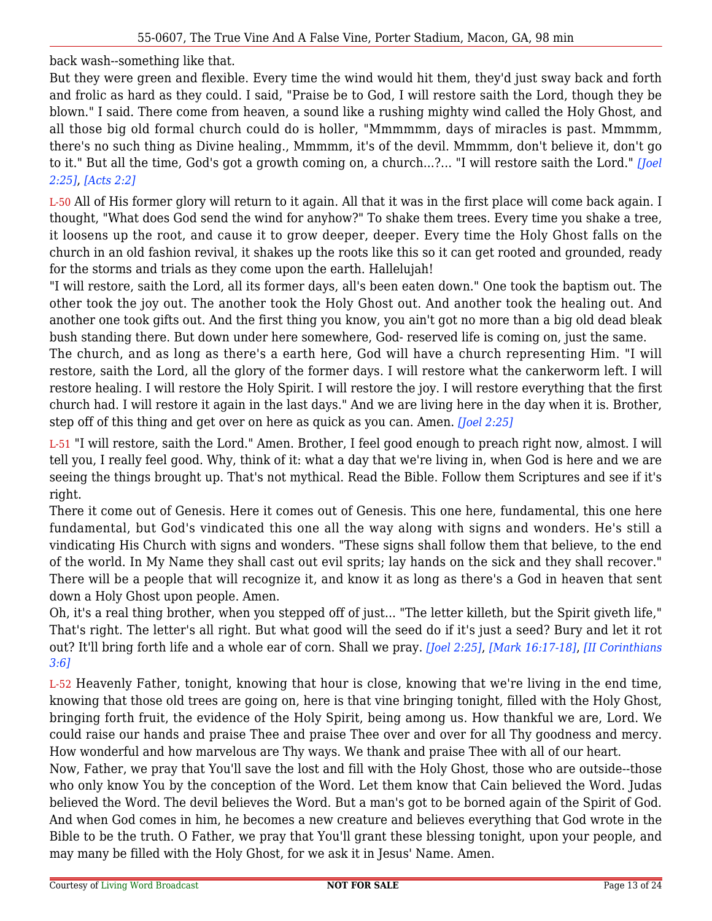back wash--something like that.

But they were green and flexible. Every time the wind would hit them, they'd just sway back and forth and frolic as hard as they could. I said, "Praise be to God, I will restore saith the Lord, though they be blown." I said. There come from heaven, a sound like a rushing mighty wind called the Holy Ghost, and all those big old formal church could do is holler, "Mmmmmm, days of miracles is past. Mmmmm, there's no such thing as Divine healing., Mmmmm, it's of the devil. Mmmmm, don't believe it, don't go to it." But all the time, God's got a growth coming on, a church...?... "I will restore saith the Lord." *[Joel 2:25]*, *[Acts 2:2]*

L-50 All of His former glory will return to it again. All that it was in the first place will come back again. I thought, "What does God send the wind for anyhow?" To shake them trees. Every time you shake a tree, it loosens up the root, and cause it to grow deeper, deeper. Every time the Holy Ghost falls on the church in an old fashion revival, it shakes up the roots like this so it can get rooted and grounded, ready for the storms and trials as they come upon the earth. Hallelujah!

"I will restore, saith the Lord, all its former days, all's been eaten down." One took the baptism out. The other took the joy out. The another took the Holy Ghost out. And another took the healing out. And another one took gifts out. And the first thing you know, you ain't got no more than a big old dead bleak bush standing there. But down under here somewhere, God- reserved life is coming on, just the same.

The church, and as long as there's a earth here, God will have a church representing Him. "I will restore, saith the Lord, all the glory of the former days. I will restore what the cankerworm left. I will restore healing. I will restore the Holy Spirit. I will restore the joy. I will restore everything that the first church had. I will restore it again in the last days." And we are living here in the day when it is. Brother, step off of this thing and get over on here as quick as you can. Amen. *[Joel 2:25]*

L-51 "I will restore, saith the Lord." Amen. Brother, I feel good enough to preach right now, almost. I will tell you, I really feel good. Why, think of it: what a day that we're living in, when God is here and we are seeing the things brought up. That's not mythical. Read the Bible. Follow them Scriptures and see if it's right.

There it come out of Genesis. Here it comes out of Genesis. This one here, fundamental, this one here fundamental, but God's vindicated this one all the way along with signs and wonders. He's still a vindicating His Church with signs and wonders. "These signs shall follow them that believe, to the end of the world. In My Name they shall cast out evil sprits; lay hands on the sick and they shall recover." There will be a people that will recognize it, and know it as long as there's a God in heaven that sent down a Holy Ghost upon people. Amen.

Oh, it's a real thing brother, when you stepped off of just... "The letter killeth, but the Spirit giveth life," That's right. The letter's all right. But what good will the seed do if it's just a seed? Bury and let it rot out? It'll bring forth life and a whole ear of corn. Shall we pray. *[Joel 2:25]*, *[Mark 16:17-18]*, *[II Corinthians 3:6]*

L-52 Heavenly Father, tonight, knowing that hour is close, knowing that we're living in the end time, knowing that those old trees are going on, here is that vine bringing tonight, filled with the Holy Ghost, bringing forth fruit, the evidence of the Holy Spirit, being among us. How thankful we are, Lord. We could raise our hands and praise Thee and praise Thee over and over for all Thy goodness and mercy. How wonderful and how marvelous are Thy ways. We thank and praise Thee with all of our heart.

Now, Father, we pray that You'll save the lost and fill with the Holy Ghost, those who are outside--those who only know You by the conception of the Word. Let them know that Cain believed the Word. Judas believed the Word. The devil believes the Word. But a man's got to be borned again of the Spirit of God. And when God comes in him, he becomes a new creature and believes everything that God wrote in the Bible to be the truth. O Father, we pray that You'll grant these blessing tonight, upon your people, and may many be filled with the Holy Ghost, for we ask it in Jesus' Name. Amen.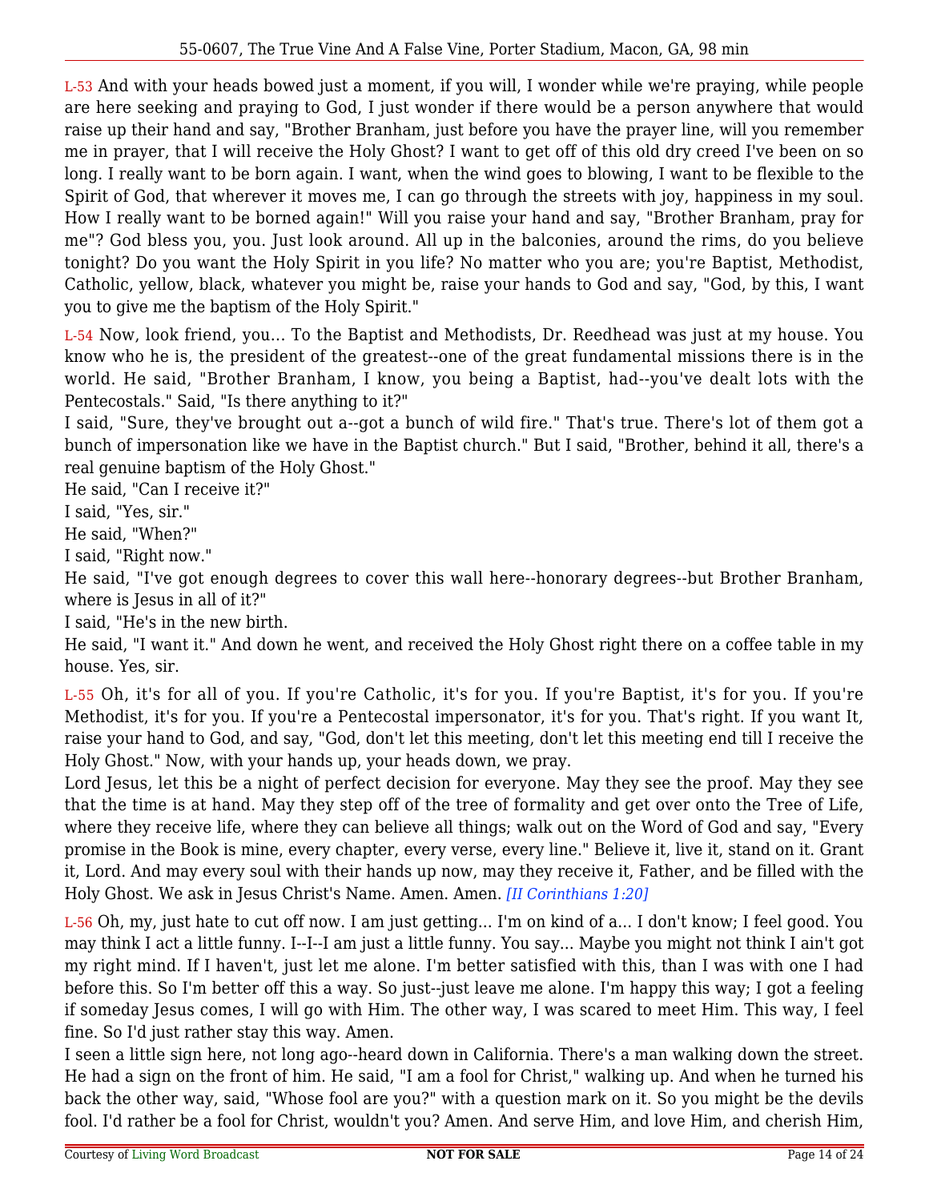L-53 And with your heads bowed just a moment, if you will, I wonder while we're praying, while people are here seeking and praying to God, I just wonder if there would be a person anywhere that would raise up their hand and say, "Brother Branham, just before you have the prayer line, will you remember me in prayer, that I will receive the Holy Ghost? I want to get off of this old dry creed I've been on so long. I really want to be born again. I want, when the wind goes to blowing, I want to be flexible to the Spirit of God, that wherever it moves me, I can go through the streets with joy, happiness in my soul. How I really want to be borned again!" Will you raise your hand and say, "Brother Branham, pray for me"? God bless you, you. Just look around. All up in the balconies, around the rims, do you believe tonight? Do you want the Holy Spirit in you life? No matter who you are; you're Baptist, Methodist, Catholic, yellow, black, whatever you might be, raise your hands to God and say, "God, by this, I want you to give me the baptism of the Holy Spirit."

L-54 Now, look friend, you... To the Baptist and Methodists, Dr. Reedhead was just at my house. You know who he is, the president of the greatest--one of the great fundamental missions there is in the world. He said, "Brother Branham, I know, you being a Baptist, had--you've dealt lots with the Pentecostals." Said, "Is there anything to it?"

I said, "Sure, they've brought out a--got a bunch of wild fire." That's true. There's lot of them got a bunch of impersonation like we have in the Baptist church." But I said, "Brother, behind it all, there's a real genuine baptism of the Holy Ghost."

He said, "Can I receive it?"

I said, "Yes, sir."

He said, "When?"

I said, "Right now."

He said, "I've got enough degrees to cover this wall here--honorary degrees--but Brother Branham, where is Jesus in all of it?"

I said, "He's in the new birth.

He said, "I want it." And down he went, and received the Holy Ghost right there on a coffee table in my house. Yes, sir.

L-55 Oh, it's for all of you. If you're Catholic, it's for you. If you're Baptist, it's for you. If you're Methodist, it's for you. If you're a Pentecostal impersonator, it's for you. That's right. If you want It, raise your hand to God, and say, "God, don't let this meeting, don't let this meeting end till I receive the Holy Ghost." Now, with your hands up, your heads down, we pray.

Lord Jesus, let this be a night of perfect decision for everyone. May they see the proof. May they see that the time is at hand. May they step off of the tree of formality and get over onto the Tree of Life, where they receive life, where they can believe all things; walk out on the Word of God and say, "Every promise in the Book is mine, every chapter, every verse, every line." Believe it, live it, stand on it. Grant it, Lord. And may every soul with their hands up now, may they receive it, Father, and be filled with the Holy Ghost. We ask in Jesus Christ's Name. Amen. Amen. *[II Corinthians 1:20]*

L-56 Oh, my, just hate to cut off now. I am just getting... I'm on kind of a... I don't know; I feel good. You may think I act a little funny. I--I--I am just a little funny. You say... Maybe you might not think I ain't got my right mind. If I haven't, just let me alone. I'm better satisfied with this, than I was with one I had before this. So I'm better off this a way. So just--just leave me alone. I'm happy this way; I got a feeling if someday Jesus comes, I will go with Him. The other way, I was scared to meet Him. This way, I feel fine. So I'd just rather stay this way. Amen.

I seen a little sign here, not long ago--heard down in California. There's a man walking down the street. He had a sign on the front of him. He said, "I am a fool for Christ," walking up. And when he turned his back the other way, said, "Whose fool are you?" with a question mark on it. So you might be the devils fool. I'd rather be a fool for Christ, wouldn't you? Amen. And serve Him, and love Him, and cherish Him,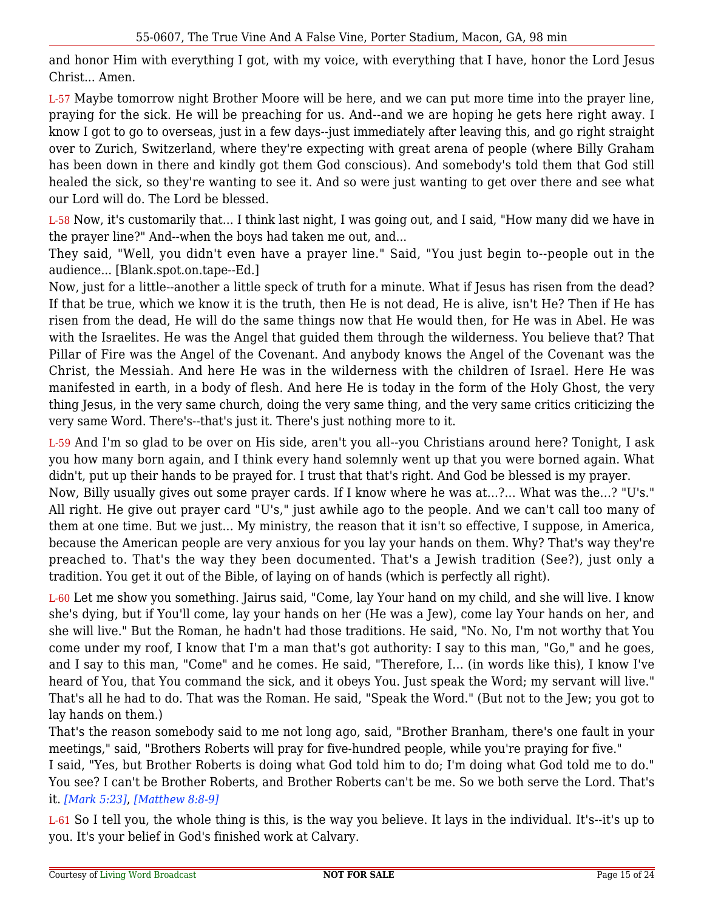and honor Him with everything I got, with my voice, with everything that I have, honor the Lord Jesus Christ... Amen.

L-57 Maybe tomorrow night Brother Moore will be here, and we can put more time into the prayer line, praying for the sick. He will be preaching for us. And--and we are hoping he gets here right away. I know I got to go to overseas, just in a few days--just immediately after leaving this, and go right straight over to Zurich, Switzerland, where they're expecting with great arena of people (where Billy Graham has been down in there and kindly got them God conscious). And somebody's told them that God still healed the sick, so they're wanting to see it. And so were just wanting to get over there and see what our Lord will do. The Lord be blessed.

L-58 Now, it's customarily that... I think last night, I was going out, and I said, "How many did we have in the prayer line?" And--when the boys had taken me out, and...

They said, "Well, you didn't even have a prayer line." Said, "You just begin to--people out in the audience... [Blank.spot.on.tape--Ed.]

Now, just for a little--another a little speck of truth for a minute. What if Jesus has risen from the dead? If that be true, which we know it is the truth, then He is not dead, He is alive, isn't He? Then if He has risen from the dead, He will do the same things now that He would then, for He was in Abel. He was with the Israelites. He was the Angel that guided them through the wilderness. You believe that? That Pillar of Fire was the Angel of the Covenant. And anybody knows the Angel of the Covenant was the Christ, the Messiah. And here He was in the wilderness with the children of Israel. Here He was manifested in earth, in a body of flesh. And here He is today in the form of the Holy Ghost, the very thing Jesus, in the very same church, doing the very same thing, and the very same critics criticizing the very same Word. There's--that's just it. There's just nothing more to it.

L-59 And I'm so glad to be over on His side, aren't you all--you Christians around here? Tonight, I ask you how many born again, and I think every hand solemnly went up that you were borned again. What didn't, put up their hands to be prayed for. I trust that that's right. And God be blessed is my prayer.

Now, Billy usually gives out some prayer cards. If I know where he was at...?... What was the...? "U's." All right. He give out prayer card "U's," just awhile ago to the people. And we can't call too many of them at one time. But we just... My ministry, the reason that it isn't so effective, I suppose, in America, because the American people are very anxious for you lay your hands on them. Why? That's way they're preached to. That's the way they been documented. That's a Jewish tradition (See?), just only a tradition. You get it out of the Bible, of laying on of hands (which is perfectly all right).

L-60 Let me show you something. Jairus said, "Come, lay Your hand on my child, and she will live. I know she's dying, but if You'll come, lay your hands on her (He was a Jew), come lay Your hands on her, and she will live." But the Roman, he hadn't had those traditions. He said, "No. No, I'm not worthy that You come under my roof, I know that I'm a man that's got authority: I say to this man, "Go," and he goes, and I say to this man, "Come" and he comes. He said, "Therefore, I... (in words like this), I know I've heard of You, that You command the sick, and it obeys You. Just speak the Word; my servant will live." That's all he had to do. That was the Roman. He said, "Speak the Word." (But not to the Jew; you got to lay hands on them.)

That's the reason somebody said to me not long ago, said, "Brother Branham, there's one fault in your meetings," said, "Brothers Roberts will pray for five-hundred people, while you're praying for five."

I said, "Yes, but Brother Roberts is doing what God told him to do; I'm doing what God told me to do." You see? I can't be Brother Roberts, and Brother Roberts can't be me. So we both serve the Lord. That's it. *[Mark 5:23]*, *[Matthew 8:8-9]*

L-61 So I tell you, the whole thing is this, is the way you believe. It lays in the individual. It's--it's up to you. It's your belief in God's finished work at Calvary.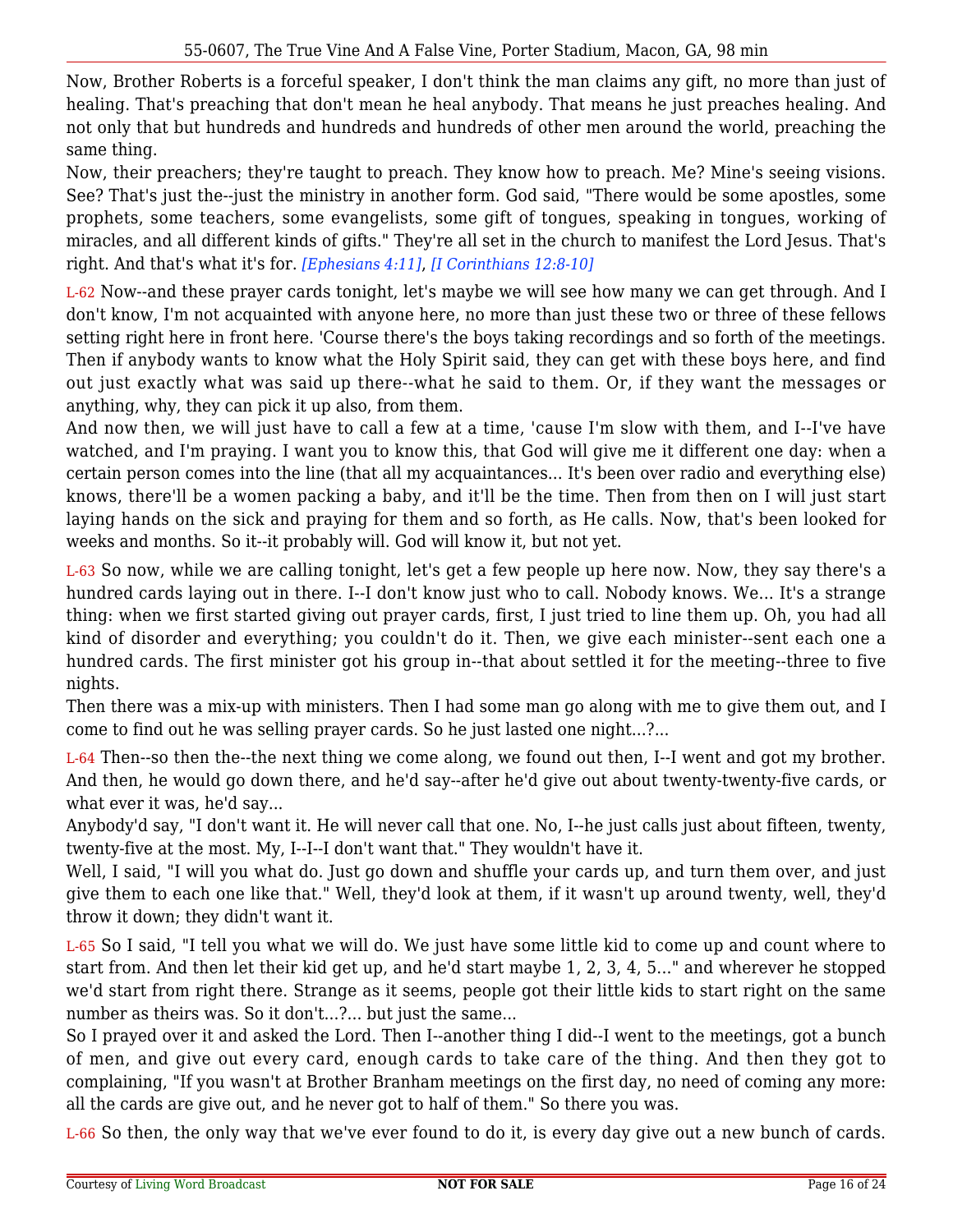Now, Brother Roberts is a forceful speaker, I don't think the man claims any gift, no more than just of healing. That's preaching that don't mean he heal anybody. That means he just preaches healing. And not only that but hundreds and hundreds and hundreds of other men around the world, preaching the same thing.

Now, their preachers; they're taught to preach. They know how to preach. Me? Mine's seeing visions. See? That's just the--just the ministry in another form. God said, "There would be some apostles, some prophets, some teachers, some evangelists, some gift of tongues, speaking in tongues, working of miracles, and all different kinds of gifts." They're all set in the church to manifest the Lord Jesus. That's right. And that's what it's for. *[Ephesians 4:11]*, *[I Corinthians 12:8-10]*

L-62 Now--and these prayer cards tonight, let's maybe we will see how many we can get through. And I don't know, I'm not acquainted with anyone here, no more than just these two or three of these fellows setting right here in front here. 'Course there's the boys taking recordings and so forth of the meetings. Then if anybody wants to know what the Holy Spirit said, they can get with these boys here, and find out just exactly what was said up there--what he said to them. Or, if they want the messages or anything, why, they can pick it up also, from them.

And now then, we will just have to call a few at a time, 'cause I'm slow with them, and I--I've have watched, and I'm praying. I want you to know this, that God will give me it different one day: when a certain person comes into the line (that all my acquaintances... It's been over radio and everything else) knows, there'll be a women packing a baby, and it'll be the time. Then from then on I will just start laying hands on the sick and praying for them and so forth, as He calls. Now, that's been looked for weeks and months. So it--it probably will. God will know it, but not yet.

L-63 So now, while we are calling tonight, let's get a few people up here now. Now, they say there's a hundred cards laying out in there. I--I don't know just who to call. Nobody knows. We... It's a strange thing: when we first started giving out prayer cards, first, I just tried to line them up. Oh, you had all kind of disorder and everything; you couldn't do it. Then, we give each minister--sent each one a hundred cards. The first minister got his group in--that about settled it for the meeting--three to five nights.

Then there was a mix-up with ministers. Then I had some man go along with me to give them out, and I come to find out he was selling prayer cards. So he just lasted one night...?...

L-64 Then--so then the--the next thing we come along, we found out then, I--I went and got my brother. And then, he would go down there, and he'd say--after he'd give out about twenty-twenty-five cards, or what ever it was, he'd say...

Anybody'd say, "I don't want it. He will never call that one. No, I--he just calls just about fifteen, twenty, twenty-five at the most. My, I--I--I don't want that." They wouldn't have it.

Well, I said, "I will you what do. Just go down and shuffle your cards up, and turn them over, and just give them to each one like that." Well, they'd look at them, if it wasn't up around twenty, well, they'd throw it down; they didn't want it.

L-65 So I said, "I tell you what we will do. We just have some little kid to come up and count where to start from. And then let their kid get up, and he'd start maybe 1, 2, 3, 4, 5..." and wherever he stopped we'd start from right there. Strange as it seems, people got their little kids to start right on the same number as theirs was. So it don't...?... but just the same...

So I prayed over it and asked the Lord. Then I--another thing I did--I went to the meetings, got a bunch of men, and give out every card, enough cards to take care of the thing. And then they got to complaining, "If you wasn't at Brother Branham meetings on the first day, no need of coming any more: all the cards are give out, and he never got to half of them." So there you was.

L-66 So then, the only way that we've ever found to do it, is every day give out a new bunch of cards.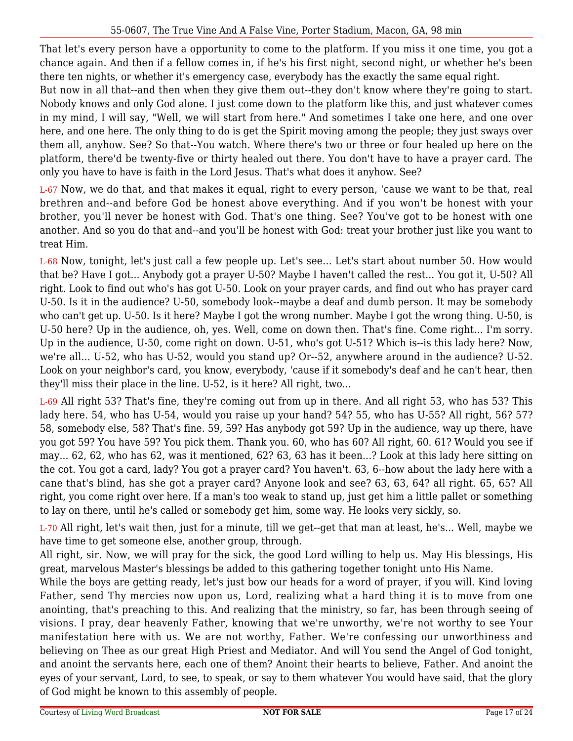That let's every person have a opportunity to come to the platform. If you miss it one time, you got a chance again. And then if a fellow comes in, if he's his first night, second night, or whether he's been there ten nights, or whether it's emergency case, everybody has the exactly the same equal right.

But now in all that--and then when they give them out--they don't know where they're going to start. Nobody knows and only God alone. I just come down to the platform like this, and just whatever comes in my mind, I will say, "Well, we will start from here." And sometimes I take one here, and one over here, and one here. The only thing to do is get the Spirit moving among the people; they just sways over them all, anyhow. See? So that--You watch. Where there's two or three or four healed up here on the platform, there'd be twenty-five or thirty healed out there. You don't have to have a prayer card. The only you have to have is faith in the Lord Jesus. That's what does it anyhow. See?

L-67 Now, we do that, and that makes it equal, right to every person, 'cause we want to be that, real brethren and--and before God be honest above everything. And if you won't be honest with your brother, you'll never be honest with God. That's one thing. See? You've got to be honest with one another. And so you do that and--and you'll be honest with God: treat your brother just like you want to treat Him.

L-68 Now, tonight, let's just call a few people up. Let's see... Let's start about number 50. How would that be? Have I got... Anybody got a prayer U-50? Maybe I haven't called the rest... You got it, U-50? All right. Look to find out who's has got U-50. Look on your prayer cards, and find out who has prayer card U-50. Is it in the audience? U-50, somebody look--maybe a deaf and dumb person. It may be somebody who can't get up. U-50. Is it here? Maybe I got the wrong number. Maybe I got the wrong thing. U-50, is U-50 here? Up in the audience, oh, yes. Well, come on down then. That's fine. Come right... I'm sorry. Up in the audience, U-50, come right on down. U-51, who's got U-51? Which is--is this lady here? Now, we're all... U-52, who has U-52, would you stand up? Or--52, anywhere around in the audience? U-52. Look on your neighbor's card, you know, everybody, 'cause if it somebody's deaf and he can't hear, then they'll miss their place in the line. U-52, is it here? All right, two...

L-69 All right 53? That's fine, they're coming out from up in there. And all right 53, who has 53? This lady here. 54, who has U-54, would you raise up your hand? 54? 55, who has U-55? All right, 56? 57? 58, somebody else, 58? That's fine. 59, 59? Has anybody got 59? Up in the audience, way up there, have you got 59? You have 59? You pick them. Thank you. 60, who has 60? All right, 60. 61? Would you see if may... 62, 62, who has 62, was it mentioned, 62? 63, 63 has it been...? Look at this lady here sitting on the cot. You got a card, lady? You got a prayer card? You haven't. 63, 6--how about the lady here with a cane that's blind, has she got a prayer card? Anyone look and see? 63, 63, 64? all right. 65, 65? All right, you come right over here. If a man's too weak to stand up, just get him a little pallet or something to lay on there, until he's called or somebody get him, some way. He looks very sickly, so.

L-70 All right, let's wait then, just for a minute, till we get--get that man at least, he's... Well, maybe we have time to get someone else, another group, through.

All right, sir. Now, we will pray for the sick, the good Lord willing to help us. May His blessings, His great, marvelous Master's blessings be added to this gathering together tonight unto His Name.

While the boys are getting ready, let's just bow our heads for a word of prayer, if you will. Kind loving Father, send Thy mercies now upon us, Lord, realizing what a hard thing it is to move from one anointing, that's preaching to this. And realizing that the ministry, so far, has been through seeing of visions. I pray, dear heavenly Father, knowing that we're unworthy, we're not worthy to see Your manifestation here with us. We are not worthy, Father. We're confessing our unworthiness and believing on Thee as our great High Priest and Mediator. And will You send the Angel of God tonight, and anoint the servants here, each one of them? Anoint their hearts to believe, Father. And anoint the eyes of your servant, Lord, to see, to speak, or say to them whatever You would have said, that the glory of God might be known to this assembly of people.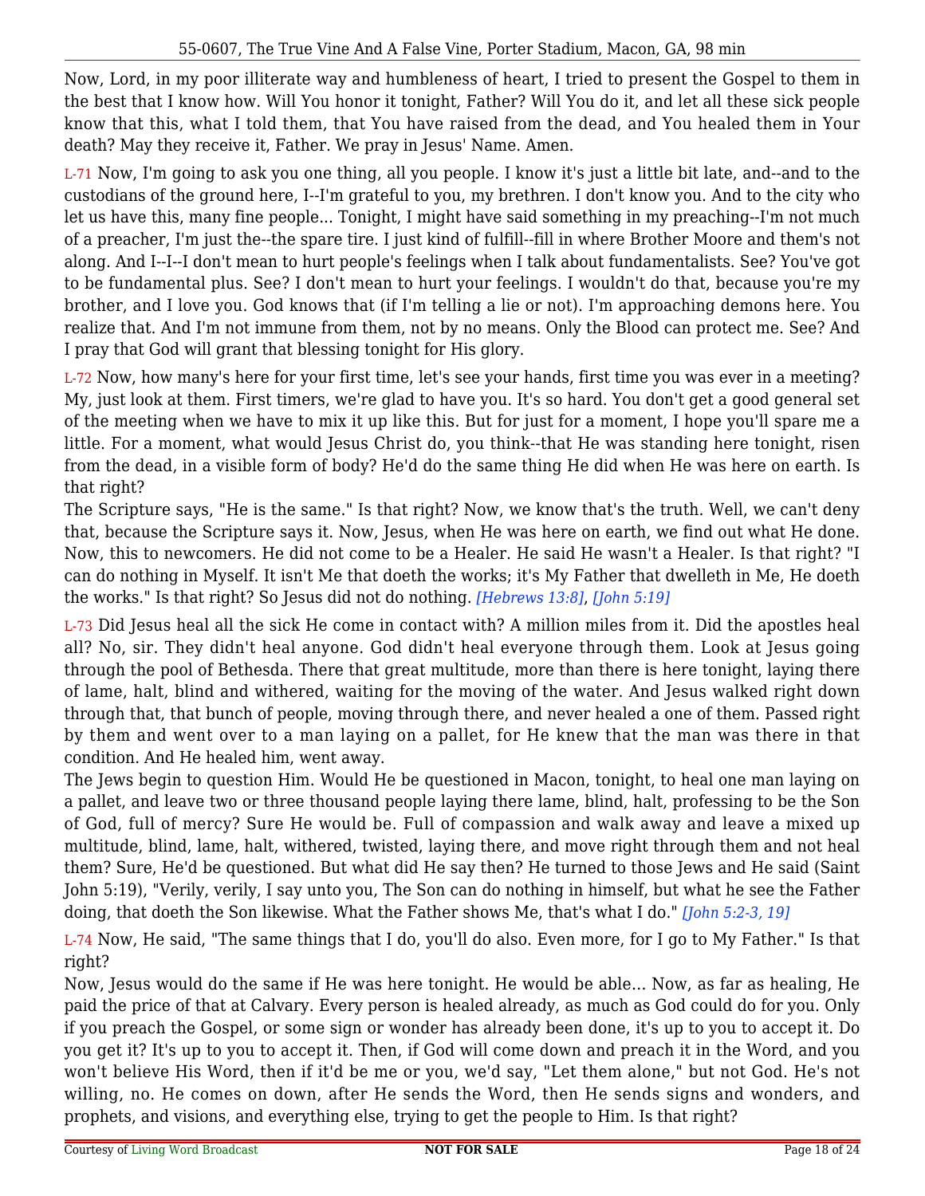Now, Lord, in my poor illiterate way and humbleness of heart, I tried to present the Gospel to them in the best that I know how. Will You honor it tonight, Father? Will You do it, and let all these sick people know that this, what I told them, that You have raised from the dead, and You healed them in Your death? May they receive it, Father. We pray in Jesus' Name. Amen.

L-71 Now, I'm going to ask you one thing, all you people. I know it's just a little bit late, and--and to the custodians of the ground here, I--I'm grateful to you, my brethren. I don't know you. And to the city who let us have this, many fine people... Tonight, I might have said something in my preaching--I'm not much of a preacher, I'm just the--the spare tire. I just kind of fulfill--fill in where Brother Moore and them's not along. And I--I--I don't mean to hurt people's feelings when I talk about fundamentalists. See? You've got to be fundamental plus. See? I don't mean to hurt your feelings. I wouldn't do that, because you're my brother, and I love you. God knows that (if I'm telling a lie or not). I'm approaching demons here. You realize that. And I'm not immune from them, not by no means. Only the Blood can protect me. See? And I pray that God will grant that blessing tonight for His glory.

L-72 Now, how many's here for your first time, let's see your hands, first time you was ever in a meeting? My, just look at them. First timers, we're glad to have you. It's so hard. You don't get a good general set of the meeting when we have to mix it up like this. But for just for a moment, I hope you'll spare me a little. For a moment, what would Jesus Christ do, you think--that He was standing here tonight, risen from the dead, in a visible form of body? He'd do the same thing He did when He was here on earth. Is that right?

The Scripture says, "He is the same." Is that right? Now, we know that's the truth. Well, we can't deny that, because the Scripture says it. Now, Jesus, when He was here on earth, we find out what He done. Now, this to newcomers. He did not come to be a Healer. He said He wasn't a Healer. Is that right? "I can do nothing in Myself. It isn't Me that doeth the works; it's My Father that dwelleth in Me, He doeth the works." Is that right? So Jesus did not do nothing. *[Hebrews 13:8]*, *[John 5:19]*

L-73 Did Jesus heal all the sick He come in contact with? A million miles from it. Did the apostles heal all? No, sir. They didn't heal anyone. God didn't heal everyone through them. Look at Jesus going through the pool of Bethesda. There that great multitude, more than there is here tonight, laying there of lame, halt, blind and withered, waiting for the moving of the water. And Jesus walked right down through that, that bunch of people, moving through there, and never healed a one of them. Passed right by them and went over to a man laying on a pallet, for He knew that the man was there in that condition. And He healed him, went away.

The Jews begin to question Him. Would He be questioned in Macon, tonight, to heal one man laying on a pallet, and leave two or three thousand people laying there lame, blind, halt, professing to be the Son of God, full of mercy? Sure He would be. Full of compassion and walk away and leave a mixed up multitude, blind, lame, halt, withered, twisted, laying there, and move right through them and not heal them? Sure, He'd be questioned. But what did He say then? He turned to those Jews and He said (Saint John 5:19), "Verily, verily, I say unto you, The Son can do nothing in himself, but what he see the Father doing, that doeth the Son likewise. What the Father shows Me, that's what I do." *[John 5:2-3, 19]*

L-74 Now, He said, "The same things that I do, you'll do also. Even more, for I go to My Father." Is that right?

Now, Jesus would do the same if He was here tonight. He would be able... Now, as far as healing, He paid the price of that at Calvary. Every person is healed already, as much as God could do for you. Only if you preach the Gospel, or some sign or wonder has already been done, it's up to you to accept it. Do you get it? It's up to you to accept it. Then, if God will come down and preach it in the Word, and you won't believe His Word, then if it'd be me or you, we'd say, "Let them alone," but not God. He's not willing, no. He comes on down, after He sends the Word, then He sends signs and wonders, and prophets, and visions, and everything else, trying to get the people to Him. Is that right?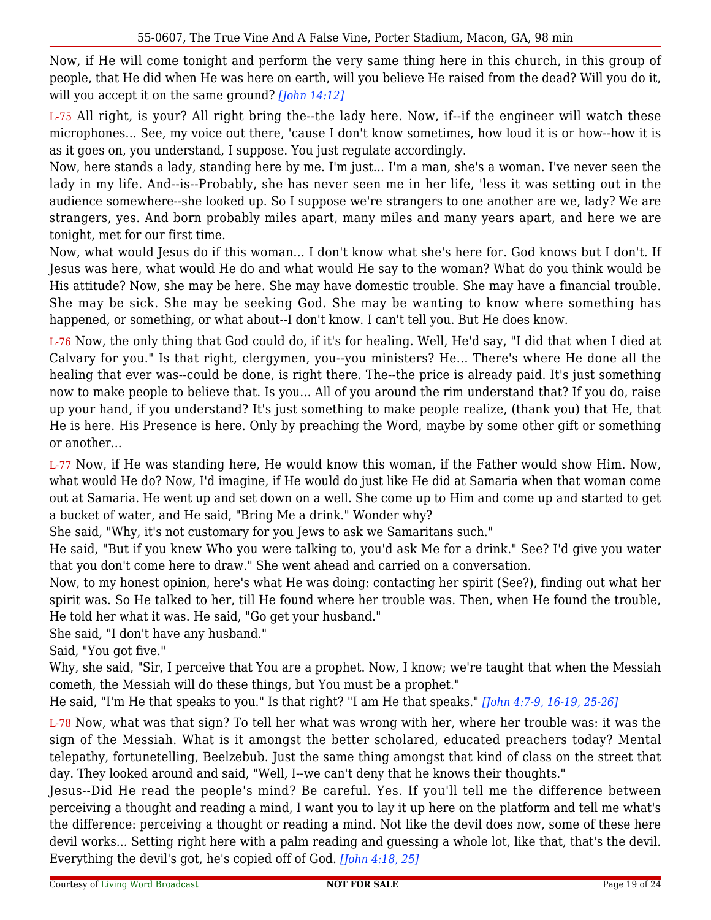Now, if He will come tonight and perform the very same thing here in this church, in this group of people, that He did when He was here on earth, will you believe He raised from the dead? Will you do it, will you accept it on the same ground? *[John 14:12]*

L-75 All right, is your? All right bring the--the lady here. Now, if--if the engineer will watch these microphones... See, my voice out there, 'cause I don't know sometimes, how loud it is or how--how it is as it goes on, you understand, I suppose. You just regulate accordingly.

Now, here stands a lady, standing here by me. I'm just... I'm a man, she's a woman. I've never seen the lady in my life. And--is--Probably, she has never seen me in her life, 'less it was setting out in the audience somewhere--she looked up. So I suppose we're strangers to one another are we, lady? We are strangers, yes. And born probably miles apart, many miles and many years apart, and here we are tonight, met for our first time.

Now, what would Jesus do if this woman... I don't know what she's here for. God knows but I don't. If Jesus was here, what would He do and what would He say to the woman? What do you think would be His attitude? Now, she may be here. She may have domestic trouble. She may have a financial trouble. She may be sick. She may be seeking God. She may be wanting to know where something has happened, or something, or what about--I don't know. I can't tell you. But He does know.

L-76 Now, the only thing that God could do, if it's for healing. Well, He'd say, "I did that when I died at Calvary for you." Is that right, clergymen, you--you ministers? He... There's where He done all the healing that ever was--could be done, is right there. The--the price is already paid. It's just something now to make people to believe that. Is you... All of you around the rim understand that? If you do, raise up your hand, if you understand? It's just something to make people realize, (thank you) that He, that He is here. His Presence is here. Only by preaching the Word, maybe by some other gift or something or another...

L-77 Now, if He was standing here, He would know this woman, if the Father would show Him. Now, what would He do? Now, I'd imagine, if He would do just like He did at Samaria when that woman come out at Samaria. He went up and set down on a well. She come up to Him and come up and started to get a bucket of water, and He said, "Bring Me a drink." Wonder why?

She said, "Why, it's not customary for you Jews to ask we Samaritans such."

He said, "But if you knew Who you were talking to, you'd ask Me for a drink." See? I'd give you water that you don't come here to draw." She went ahead and carried on a conversation.

Now, to my honest opinion, here's what He was doing: contacting her spirit (See?), finding out what her spirit was. So He talked to her, till He found where her trouble was. Then, when He found the trouble, He told her what it was. He said, "Go get your husband."

She said, "I don't have any husband."

Said, "You got five."

Why, she said, "Sir, I perceive that You are a prophet. Now, I know; we're taught that when the Messiah cometh, the Messiah will do these things, but You must be a prophet."

He said, "I'm He that speaks to you." Is that right? "I am He that speaks." *[John 4:7-9, 16-19, 25-26]*

L-78 Now, what was that sign? To tell her what was wrong with her, where her trouble was: it was the sign of the Messiah. What is it amongst the better scholared, educated preachers today? Mental telepathy, fortunetelling, Beelzebub. Just the same thing amongst that kind of class on the street that day. They looked around and said, "Well, I--we can't deny that he knows their thoughts."

Jesus--Did He read the people's mind? Be careful. Yes. If you'll tell me the difference between perceiving a thought and reading a mind, I want you to lay it up here on the platform and tell me what's the difference: perceiving a thought or reading a mind. Not like the devil does now, some of these here devil works... Setting right here with a palm reading and guessing a whole lot, like that, that's the devil. Everything the devil's got, he's copied off of God. *[John 4:18, 25]*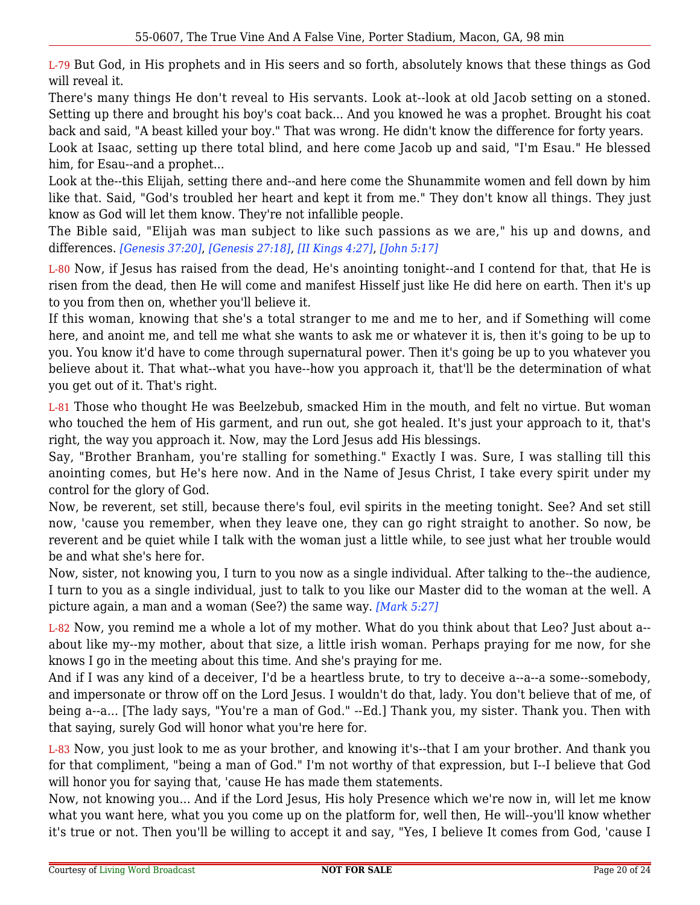L-79 But God, in His prophets and in His seers and so forth, absolutely knows that these things as God will reveal it.

There's many things He don't reveal to His servants. Look at--look at old Jacob setting on a stoned. Setting up there and brought his boy's coat back... And you knowed he was a prophet. Brought his coat back and said, "A beast killed your boy." That was wrong. He didn't know the difference for forty years.

Look at Isaac, setting up there total blind, and here come Jacob up and said, "I'm Esau." He blessed him, for Esau--and a prophet...

Look at the--this Elijah, setting there and--and here come the Shunammite women and fell down by him like that. Said, "God's troubled her heart and kept it from me." They don't know all things. They just know as God will let them know. They're not infallible people.

The Bible said, "Elijah was man subject to like such passions as we are," his up and downs, and differences. *[Genesis 37:20]*, *[Genesis 27:18]*, *[II Kings 4:27]*, *[John 5:17]*

L-80 Now, if Jesus has raised from the dead, He's anointing tonight--and I contend for that, that He is risen from the dead, then He will come and manifest Hisself just like He did here on earth. Then it's up to you from then on, whether you'll believe it.

If this woman, knowing that she's a total stranger to me and me to her, and if Something will come here, and anoint me, and tell me what she wants to ask me or whatever it is, then it's going to be up to you. You know it'd have to come through supernatural power. Then it's going be up to you whatever you believe about it. That what--what you have--how you approach it, that'll be the determination of what you get out of it. That's right.

L-81 Those who thought He was Beelzebub, smacked Him in the mouth, and felt no virtue. But woman who touched the hem of His garment, and run out, she got healed. It's just your approach to it, that's right, the way you approach it. Now, may the Lord Jesus add His blessings.

Say, "Brother Branham, you're stalling for something." Exactly I was. Sure, I was stalling till this anointing comes, but He's here now. And in the Name of Jesus Christ, I take every spirit under my control for the glory of God.

Now, be reverent, set still, because there's foul, evil spirits in the meeting tonight. See? And set still now, 'cause you remember, when they leave one, they can go right straight to another. So now, be reverent and be quiet while I talk with the woman just a little while, to see just what her trouble would be and what she's here for.

Now, sister, not knowing you, I turn to you now as a single individual. After talking to the--the audience, I turn to you as a single individual, just to talk to you like our Master did to the woman at the well. A picture again, a man and a woman (See?) the same way. *[Mark 5:27]*

L-82 Now, you remind me a whole a lot of my mother. What do you think about that Leo? Just about a--about like my--my mother, about that size, a little irish woman. Perhaps praying for me now, for she knows I go in the meeting about this time. And she's praying for me.

And if I was any kind of a deceiver, I'd be a heartless brute, to try to deceive a--a--a some--somebody, and impersonate or throw off on the Lord Jesus. I wouldn't do that, lady. You don't believe that of me, of being a--a... [The lady says, "You're a man of God." --Ed.] Thank you, my sister. Thank you. Then with that saying, surely God will honor what you're here for.

L-83 Now, you just look to me as your brother, and knowing it's--that I am your brother. And thank you for that compliment, "being a man of God." I'm not worthy of that expression, but I--I believe that God will honor you for saying that, 'cause He has made them statements.

Now, not knowing you... And if the Lord Jesus, His holy Presence which we're now in, will let me know what you want here, what you you come up on the platform for, well then, He will--you'll know whether it's true or not. Then you'll be willing to accept it and say, "Yes, I believe It comes from God, 'cause I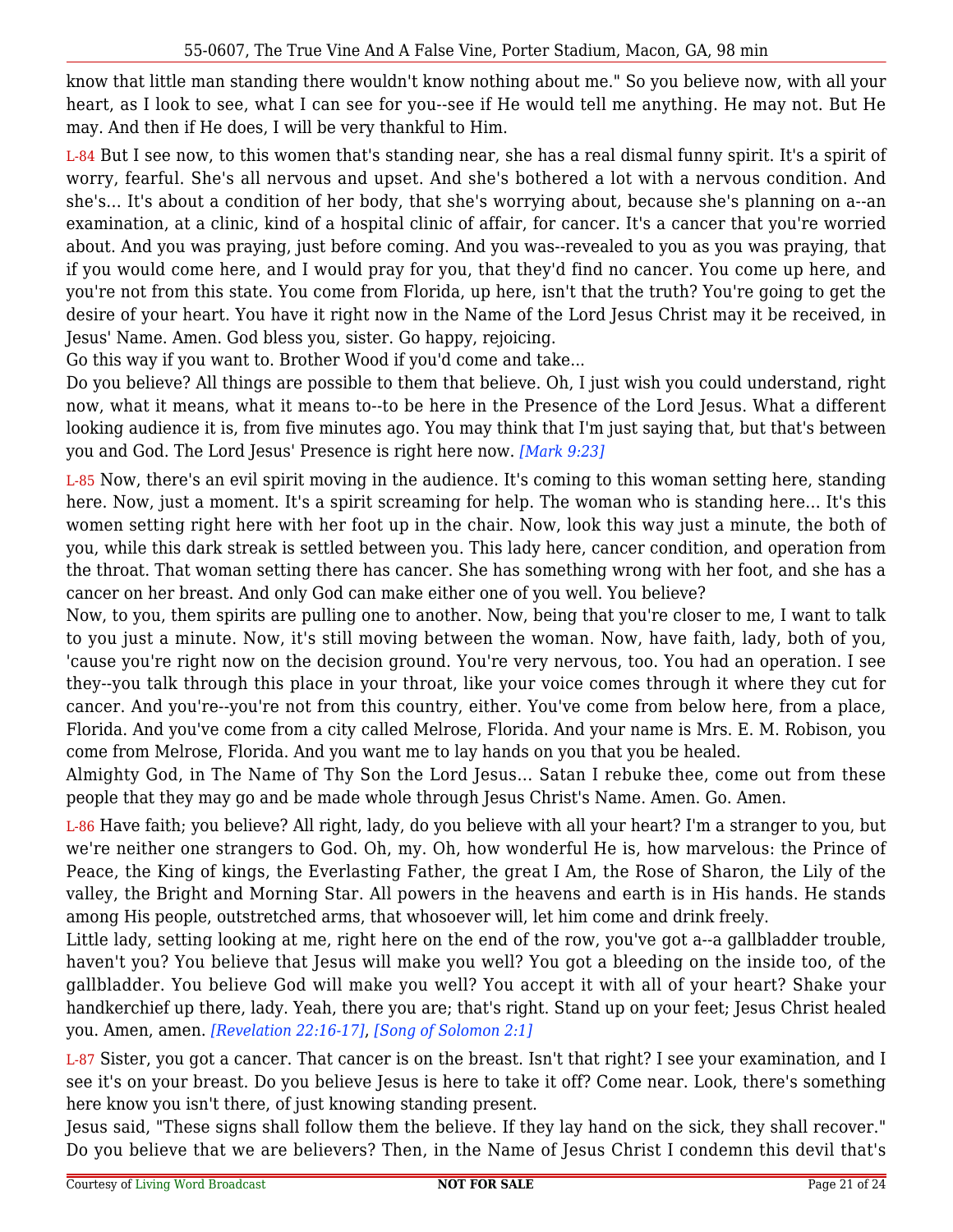know that little man standing there wouldn't know nothing about me." So you believe now, with all your heart, as I look to see, what I can see for you--see if He would tell me anything. He may not. But He may. And then if He does, I will be very thankful to Him.

L-84 But I see now, to this women that's standing near, she has a real dismal funny spirit. It's a spirit of worry, fearful. She's all nervous and upset. And she's bothered a lot with a nervous condition. And she's... It's about a condition of her body, that she's worrying about, because she's planning on a--an examination, at a clinic, kind of a hospital clinic of affair, for cancer. It's a cancer that you're worried about. And you was praying, just before coming. And you was--revealed to you as you was praying, that if you would come here, and I would pray for you, that they'd find no cancer. You come up here, and you're not from this state. You come from Florida, up here, isn't that the truth? You're going to get the desire of your heart. You have it right now in the Name of the Lord Jesus Christ may it be received, in Jesus' Name. Amen. God bless you, sister. Go happy, rejoicing.

Go this way if you want to. Brother Wood if you'd come and take...

Do you believe? All things are possible to them that believe. Oh, I just wish you could understand, right now, what it means, what it means to--to be here in the Presence of the Lord Jesus. What a different looking audience it is, from five minutes ago. You may think that I'm just saying that, but that's between you and God. The Lord Jesus' Presence is right here now. *[Mark 9:23]*

L-85 Now, there's an evil spirit moving in the audience. It's coming to this woman setting here, standing here. Now, just a moment. It's a spirit screaming for help. The woman who is standing here... It's this women setting right here with her foot up in the chair. Now, look this way just a minute, the both of you, while this dark streak is settled between you. This lady here, cancer condition, and operation from the throat. That woman setting there has cancer. She has something wrong with her foot, and she has a cancer on her breast. And only God can make either one of you well. You believe?

Now, to you, them spirits are pulling one to another. Now, being that you're closer to me, I want to talk to you just a minute. Now, it's still moving between the woman. Now, have faith, lady, both of you, 'cause you're right now on the decision ground. You're very nervous, too. You had an operation. I see they--you talk through this place in your throat, like your voice comes through it where they cut for cancer. And you're--you're not from this country, either. You've come from below here, from a place, Florida. And you've come from a city called Melrose, Florida. And your name is Mrs. E. M. Robison, you come from Melrose, Florida. And you want me to lay hands on you that you be healed.

Almighty God, in The Name of Thy Son the Lord Jesus... Satan I rebuke thee, come out from these people that they may go and be made whole through Jesus Christ's Name. Amen. Go. Amen.

L-86 Have faith; you believe? All right, lady, do you believe with all your heart? I'm a stranger to you, but we're neither one strangers to God. Oh, my. Oh, how wonderful He is, how marvelous: the Prince of Peace, the King of kings, the Everlasting Father, the great I Am, the Rose of Sharon, the Lily of the valley, the Bright and Morning Star. All powers in the heavens and earth is in His hands. He stands among His people, outstretched arms, that whosoever will, let him come and drink freely.

Little lady, setting looking at me, right here on the end of the row, you've got a--a gallbladder trouble, haven't you? You believe that Jesus will make you well? You got a bleeding on the inside too, of the gallbladder. You believe God will make you well? You accept it with all of your heart? Shake your handkerchief up there, lady. Yeah, there you are; that's right. Stand up on your feet; Jesus Christ healed you. Amen, amen. *[Revelation 22:16-17]*, *[Song of Solomon 2:1]*

L-87 Sister, you got a cancer. That cancer is on the breast. Isn't that right? I see your examination, and I see it's on your breast. Do you believe Jesus is here to take it off? Come near. Look, there's something here know you isn't there, of just knowing standing present.

Jesus said, "These signs shall follow them the believe. If they lay hand on the sick, they shall recover." Do you believe that we are believers? Then, in the Name of Jesus Christ I condemn this devil that's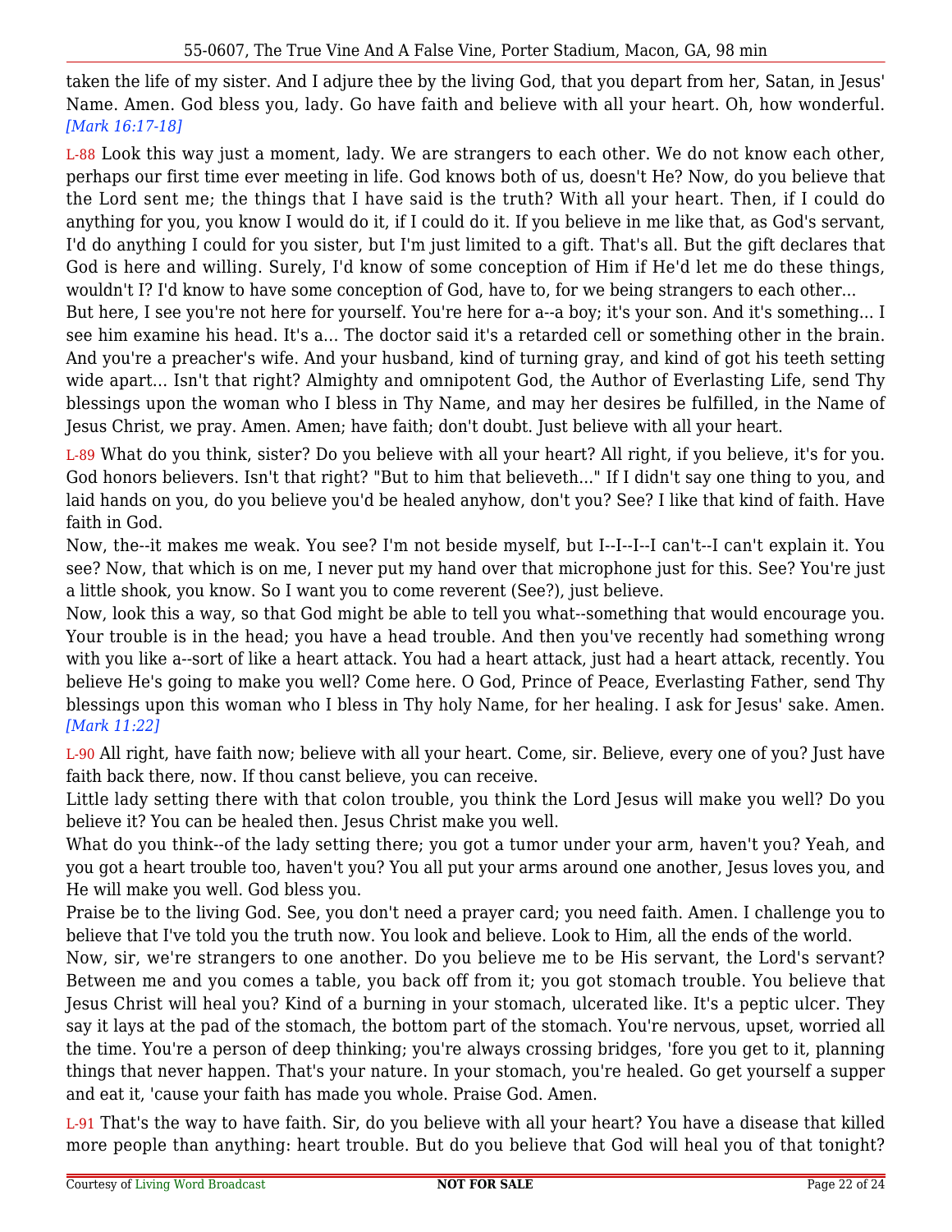taken the life of my sister. And I adjure thee by the living God, that you depart from her, Satan, in Jesus' Name. Amen. God bless you, lady. Go have faith and believe with all your heart. Oh, how wonderful. *[Mark 16:17-18]*

L-88 Look this way just a moment, lady. We are strangers to each other. We do not know each other, perhaps our first time ever meeting in life. God knows both of us, doesn't He? Now, do you believe that the Lord sent me; the things that I have said is the truth? With all your heart. Then, if I could do anything for you, you know I would do it, if I could do it. If you believe in me like that, as God's servant, I'd do anything I could for you sister, but I'm just limited to a gift. That's all. But the gift declares that God is here and willing. Surely, I'd know of some conception of Him if He'd let me do these things, wouldn't I? I'd know to have some conception of God, have to, for we being strangers to each other...

But here, I see you're not here for yourself. You're here for a--a boy; it's your son. And it's something... I see him examine his head. It's a... The doctor said it's a retarded cell or something other in the brain. And you're a preacher's wife. And your husband, kind of turning gray, and kind of got his teeth setting wide apart... Isn't that right? Almighty and omnipotent God, the Author of Everlasting Life, send Thy blessings upon the woman who I bless in Thy Name, and may her desires be fulfilled, in the Name of Jesus Christ, we pray. Amen. Amen; have faith; don't doubt. Just believe with all your heart.

L-89 What do you think, sister? Do you believe with all your heart? All right, if you believe, it's for you. God honors believers. Isn't that right? "But to him that believeth..." If I didn't say one thing to you, and laid hands on you, do you believe you'd be healed anyhow, don't you? See? I like that kind of faith. Have faith in God.

Now, the--it makes me weak. You see? I'm not beside myself, but I--I--I--I can't--I can't explain it. You see? Now, that which is on me, I never put my hand over that microphone just for this. See? You're just a little shook, you know. So I want you to come reverent (See?), just believe.

Now, look this a way, so that God might be able to tell you what--something that would encourage you. Your trouble is in the head; you have a head trouble. And then you've recently had something wrong with you like a--sort of like a heart attack. You had a heart attack, just had a heart attack, recently. You believe He's going to make you well? Come here. O God, Prince of Peace, Everlasting Father, send Thy blessings upon this woman who I bless in Thy holy Name, for her healing. I ask for Jesus' sake. Amen. *[Mark 11:22]*

L-90 All right, have faith now; believe with all your heart. Come, sir. Believe, every one of you? Just have faith back there, now. If thou canst believe, you can receive.

Little lady setting there with that colon trouble, you think the Lord Jesus will make you well? Do you believe it? You can be healed then. Jesus Christ make you well.

What do you think--of the lady setting there; you got a tumor under your arm, haven't you? Yeah, and you got a heart trouble too, haven't you? You all put your arms around one another, Jesus loves you, and He will make you well. God bless you.

Praise be to the living God. See, you don't need a prayer card; you need faith. Amen. I challenge you to believe that I've told you the truth now. You look and believe. Look to Him, all the ends of the world.

Now, sir, we're strangers to one another. Do you believe me to be His servant, the Lord's servant? Between me and you comes a table, you back off from it; you got stomach trouble. You believe that Jesus Christ will heal you? Kind of a burning in your stomach, ulcerated like. It's a peptic ulcer. They say it lays at the pad of the stomach, the bottom part of the stomach. You're nervous, upset, worried all the time. You're a person of deep thinking; you're always crossing bridges, 'fore you get to it, planning things that never happen. That's your nature. In your stomach, you're healed. Go get yourself a supper and eat it, 'cause your faith has made you whole. Praise God. Amen.

L-91 That's the way to have faith. Sir, do you believe with all your heart? You have a disease that killed more people than anything: heart trouble. But do you believe that God will heal you of that tonight?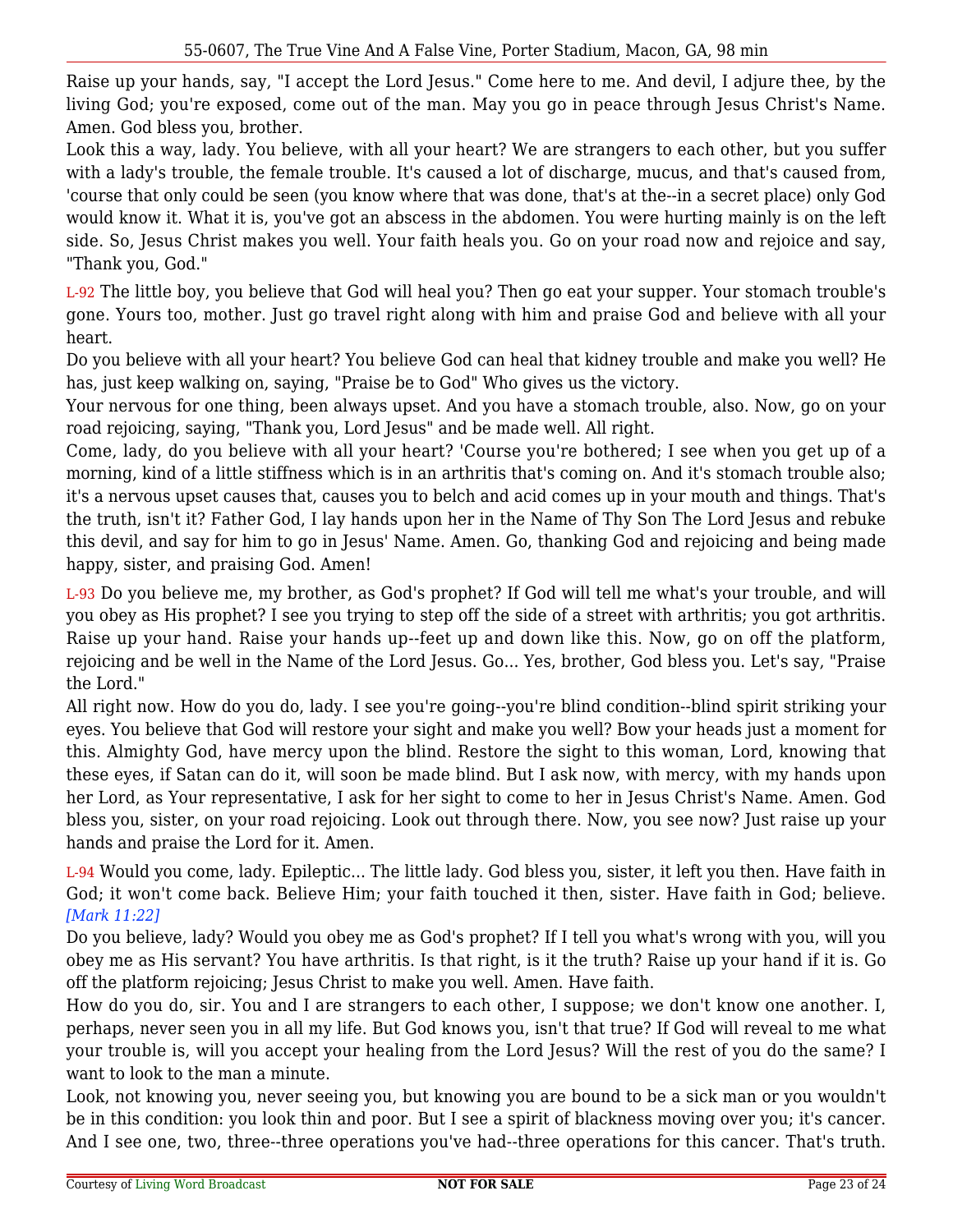Raise up your hands, say, "I accept the Lord Jesus." Come here to me. And devil, I adjure thee, by the living God; you're exposed, come out of the man. May you go in peace through Jesus Christ's Name. Amen. God bless you, brother.

Look this a way, lady. You believe, with all your heart? We are strangers to each other, but you suffer with a lady's trouble, the female trouble. It's caused a lot of discharge, mucus, and that's caused from, 'course that only could be seen (you know where that was done, that's at the--in a secret place) only God would know it. What it is, you've got an abscess in the abdomen. You were hurting mainly is on the left side. So, Jesus Christ makes you well. Your faith heals you. Go on your road now and rejoice and say, "Thank you, God."

L-92 The little boy, you believe that God will heal you? Then go eat your supper. Your stomach trouble's gone. Yours too, mother. Just go travel right along with him and praise God and believe with all your heart.

Do you believe with all your heart? You believe God can heal that kidney trouble and make you well? He has, just keep walking on, saying, "Praise be to God" Who gives us the victory.

Your nervous for one thing, been always upset. And you have a stomach trouble, also. Now, go on your road rejoicing, saying, "Thank you, Lord Jesus" and be made well. All right.

Come, lady, do you believe with all your heart? 'Course you're bothered; I see when you get up of a morning, kind of a little stiffness which is in an arthritis that's coming on. And it's stomach trouble also; it's a nervous upset causes that, causes you to belch and acid comes up in your mouth and things. That's the truth, isn't it? Father God, I lay hands upon her in the Name of Thy Son The Lord Jesus and rebuke this devil, and say for him to go in Jesus' Name. Amen. Go, thanking God and rejoicing and being made happy, sister, and praising God. Amen!

L-93 Do you believe me, my brother, as God's prophet? If God will tell me what's your trouble, and will you obey as His prophet? I see you trying to step off the side of a street with arthritis; you got arthritis. Raise up your hand. Raise your hands up--feet up and down like this. Now, go on off the platform, rejoicing and be well in the Name of the Lord Jesus. Go... Yes, brother, God bless you. Let's say, "Praise the Lord."

All right now. How do you do, lady. I see you're going--you're blind condition--blind spirit striking your eyes. You believe that God will restore your sight and make you well? Bow your heads just a moment for this. Almighty God, have mercy upon the blind. Restore the sight to this woman, Lord, knowing that these eyes, if Satan can do it, will soon be made blind. But I ask now, with mercy, with my hands upon her Lord, as Your representative, I ask for her sight to come to her in Jesus Christ's Name. Amen. God bless you, sister, on your road rejoicing. Look out through there. Now, you see now? Just raise up your hands and praise the Lord for it. Amen.

L-94 Would you come, lady. Epileptic... The little lady. God bless you, sister, it left you then. Have faith in God; it won't come back. Believe Him; your faith touched it then, sister. Have faith in God; believe. *[Mark 11:22]*

Do you believe, lady? Would you obey me as God's prophet? If I tell you what's wrong with you, will you obey me as His servant? You have arthritis. Is that right, is it the truth? Raise up your hand if it is. Go off the platform rejoicing; Jesus Christ to make you well. Amen. Have faith.

How do you do, sir. You and I are strangers to each other, I suppose; we don't know one another. I, perhaps, never seen you in all my life. But God knows you, isn't that true? If God will reveal to me what your trouble is, will you accept your healing from the Lord Jesus? Will the rest of you do the same? I want to look to the man a minute.

Look, not knowing you, never seeing you, but knowing you are bound to be a sick man or you wouldn't be in this condition: you look thin and poor. But I see a spirit of blackness moving over you; it's cancer. And I see one, two, three--three operations you've had--three operations for this cancer. That's truth.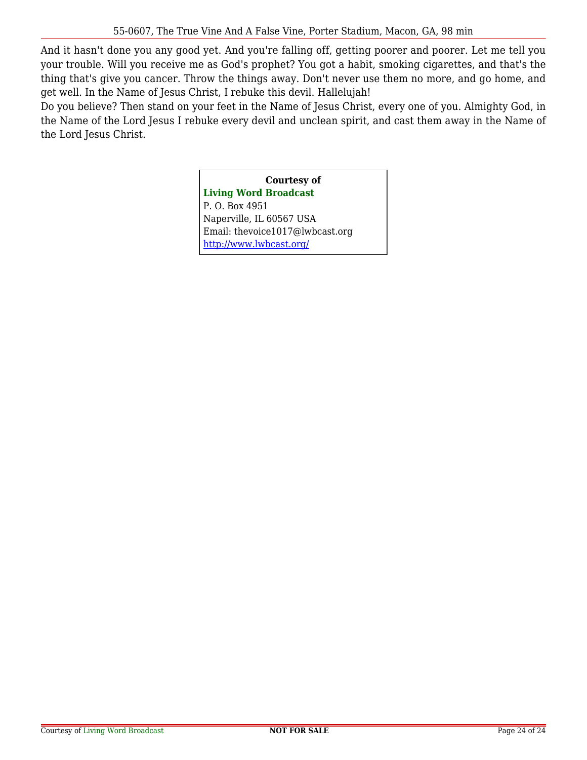And it hasn't done you any good yet. And you're falling off, getting poorer and poorer. Let me tell you your trouble. Will you receive me as God's prophet? You got a habit, smoking cigarettes, and that's the thing that's give you cancer. Throw the things away. Don't never use them no more, and go home, and get well. In the Name of Jesus Christ, I rebuke this devil. Hallelujah!

Do you believe? Then stand on your feet in the Name of Jesus Christ, every one of you. Almighty God, in the Name of the Lord Jesus I rebuke every devil and unclean spirit, and cast them away in the Name of the Lord Jesus Christ.

**Courtesy of**
**Living Word Broadcast**
P. O. Box 4951
Naperville, IL 60567 USA
Email: thevoice1017@lwbcast.org
http://www.lwbcast.org/